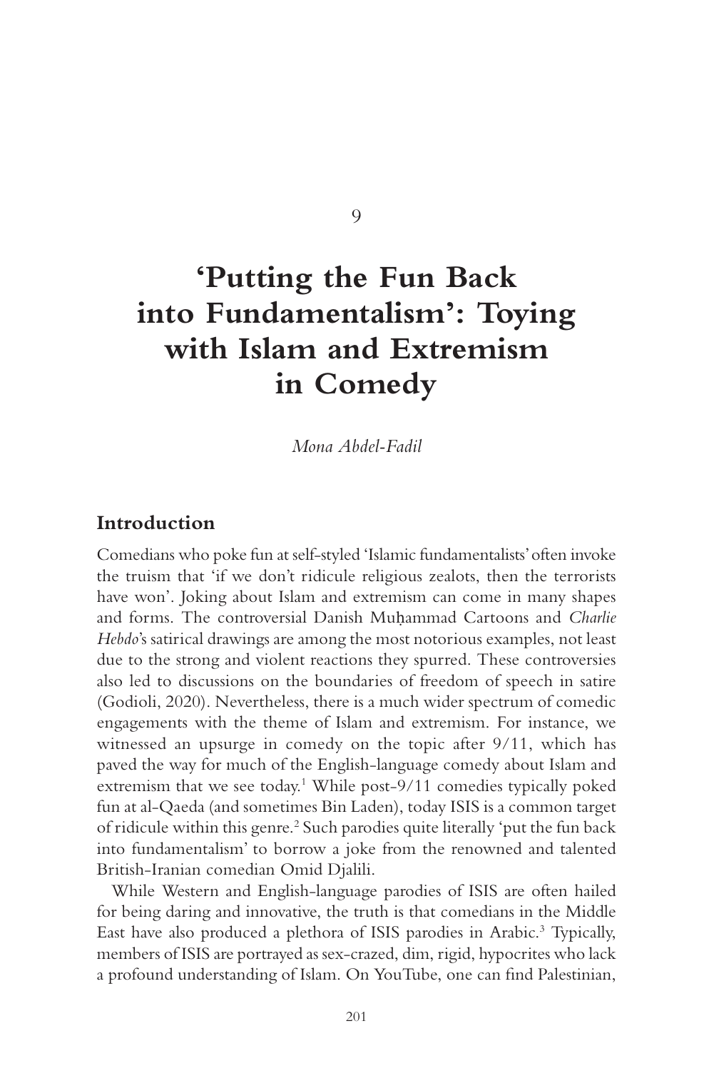9

# 'Putting the Fun Back into Fundamentalism': Toying with Islam and Extremism in Comedy

*Mona Abdel-Fadil*

## Introduction

Comedians who poke fun at self-styled 'Islamic fundamentalists' often invoke the truism that 'if we don't ridicule religious zealots, then the terrorists have won'. Joking about Islam and extremism can come in many shapes and forms. The controversial Danish Muḥammad Cartoons and *Charlie Hebdo*'s satirical drawings are among the most notorious examples, not least due to the strong and violent reactions they spurred. These controversies also led to discussions on the boundaries of freedom of speech in satire (Godioli, 2020). Nevertheless, there is a much wider spectrum of comedic engagements with the theme of Islam and extremism. For instance, we witnessed an upsurge in comedy on the topic after 9/11, which has paved the way for much of the English-language comedy about Islam and extremism that we see today.[1] While post-9/11 comedies typically poked fun at al-Qaeda (and sometimes Bin Laden), today ISIS is a common target of ridicule within this genre.[2] Such parodies quite literally 'put the fun back into fundamentalism' to borrow a joke from the renowned and talented British-Iranian comedian Omid Djalili.

While Western and English-language parodies of ISIS are often hailed for being daring and innovative, the truth is that comedians in the Middle East have also produced a plethora of ISIS parodies in Arabic.[3] Typically, members of ISIS are portrayed as sex-crazed, dim, rigid, hypocrites who lack a profound understanding of Islam. On YouTube, one can find Palestinian,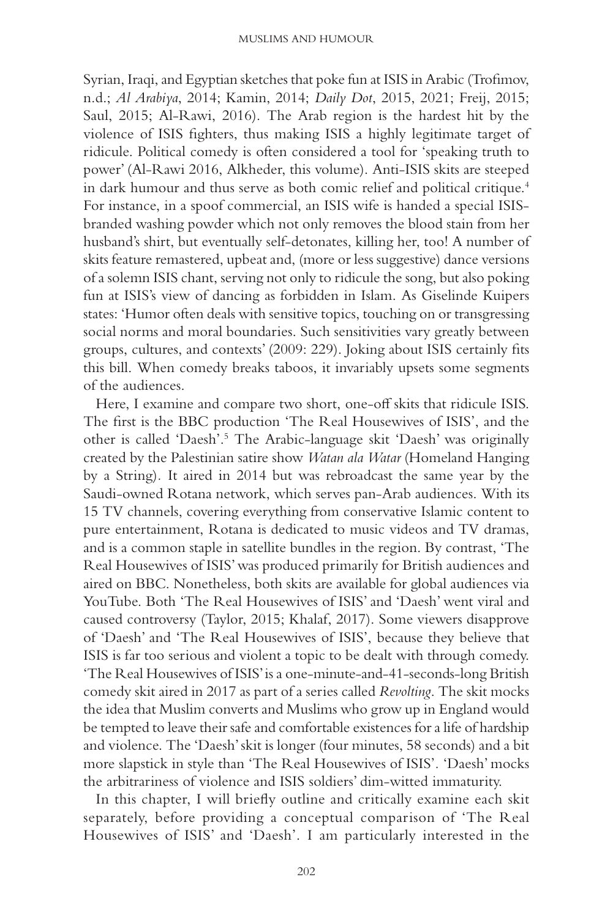Syrian, Iraqi, and Egyptian sketches that poke fun at ISIS in Arabic (Trofimov, n.d.; *Al Arabiya*, 2014; Kamin, 2014; *Daily Dot*, 2015, 2021; Freij, 2015; Saul, 2015; Al-Rawi, 2016). The Arab region is the hardest hit by the violence of ISIS fighters, thus making ISIS a highly legitimate target of ridicule. Political comedy is often considered a tool for 'speaking truth to power' (Al-Rawi 2016, Alkheder, this volume). Anti-ISIS skits are steeped in dark humour and thus serve as both comic relief and political critique.[4] For instance, in a spoof commercial, an ISIS wife is handed a special ISIS-branded washing powder which not only removes the blood stain from her husband's shirt, but eventually self-detonates, killing her, too! A number of skits feature remastered, upbeat and, (more or less suggestive) dance versions of a solemn ISIS chant, serving not only to ridicule the song, but also poking fun at ISIS's view of dancing as forbidden in Islam. As Giselinde Kuipers states: 'Humor often deals with sensitive topics, touching on or transgressing social norms and moral boundaries. Such sensitivities vary greatly between groups, cultures, and contexts' (2009: 229). Joking about ISIS certainly fits this bill. When comedy breaks taboos, it invariably upsets some segments of the audiences.

Here, I examine and compare two short, one-off skits that ridicule ISIS. The first is the BBC production 'The Real Housewives of ISIS', and the other is called 'Daesh'.[5] The Arabic-language skit 'Daesh' was originally created by the Palestinian satire show *Watan ala Watar* (Homeland Hanging by a String). It aired in 2014 but was rebroadcast the same year by the Saudi-owned Rotana network, which serves pan-Arab audiences. With its 15 TV channels, covering everything from conservative Islamic content to pure entertainment, Rotana is dedicated to music videos and TV dramas, and is a common staple in satellite bundles in the region. By contrast, 'The Real Housewives of ISIS' was produced primarily for British audiences and aired on BBC. Nonetheless, both skits are available for global audiences via YouTube. Both 'The Real Housewives of ISIS' and 'Daesh' went viral and caused controversy (Taylor, 2015; Khalaf, 2017). Some viewers disapprove of 'Daesh' and 'The Real Housewives of ISIS', because they believe that ISIS is far too serious and violent a topic to be dealt with through comedy. 'The Real Housewives of ISIS' is a one-minute-and-41-seconds-long British comedy skit aired in 2017 as part of a series called *Revolting*. The skit mocks the idea that Muslim converts and Muslims who grow up in England would be tempted to leave their safe and comfortable existences for a life of hardship and violence. The 'Daesh' skit is longer (four minutes, 58 seconds) and a bit more slapstick in style than 'The Real Housewives of ISIS'. 'Daesh' mocks the arbitrariness of violence and ISIS soldiers' dim-witted immaturity.

In this chapter, I will briefly outline and critically examine each skit separately, before providing a conceptual comparison of 'The Real Housewives of ISIS' and 'Daesh'. I am particularly interested in the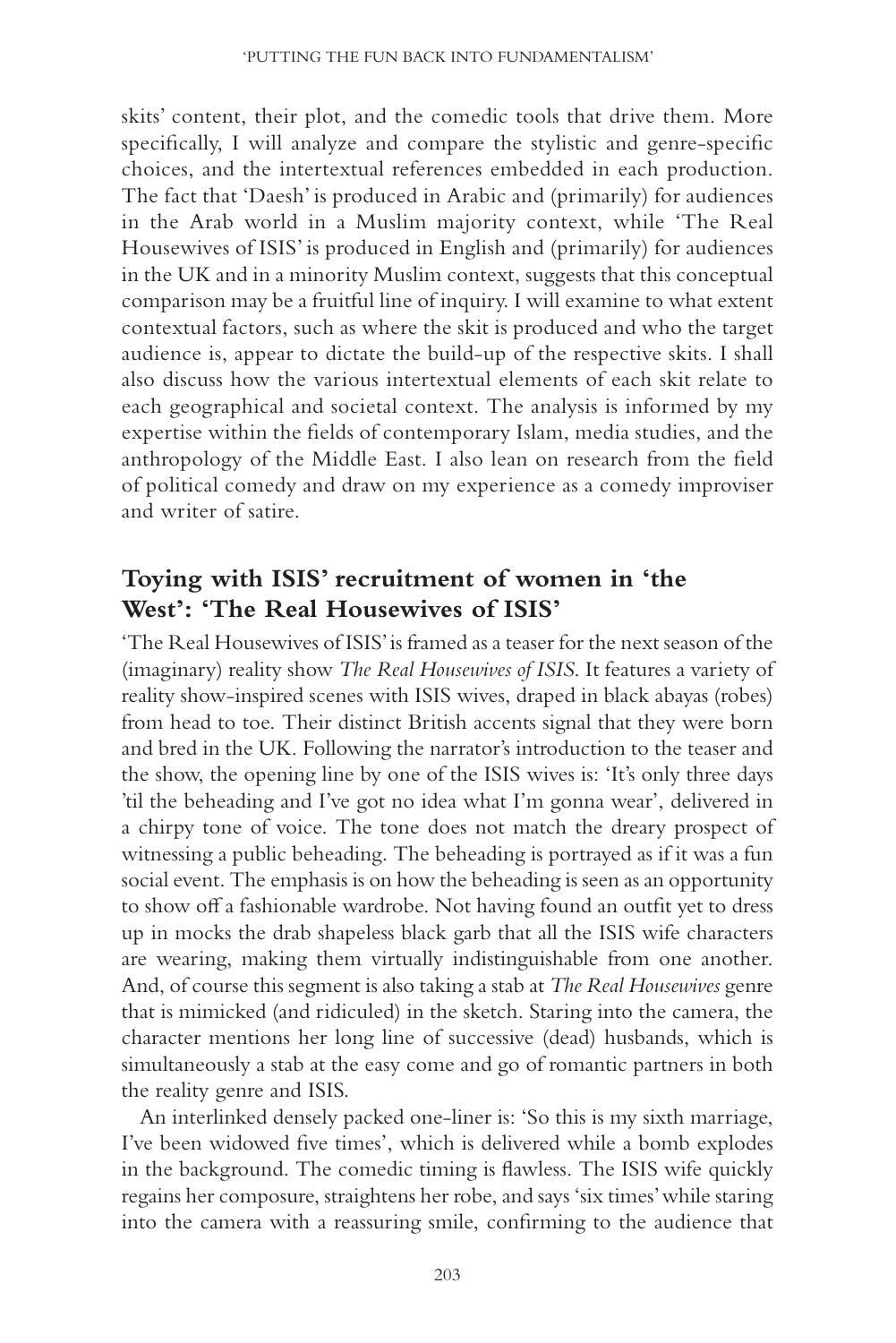skits' content, their plot, and the comedic tools that drive them. More specifically, I will analyze and compare the stylistic and genre-specific choices, and the intertextual references embedded in each production. The fact that 'Daesh' is produced in Arabic and (primarily) for audiences in the Arab world in a Muslim majority context, while 'The Real Housewives of ISIS' is produced in English and (primarily) for audiences in the UK and in a minority Muslim context, suggests that this conceptual comparison may be a fruitful line of inquiry. I will examine to what extent contextual factors, such as where the skit is produced and who the target audience is, appear to dictate the build-up of the respective skits. I shall also discuss how the various intertextual elements of each skit relate to each geographical and societal context. The analysis is informed by my expertise within the fields of contemporary Islam, media studies, and the anthropology of the Middle East. I also lean on research from the field of political comedy and draw on my experience as a comedy improviser and writer of satire.

## Toying with ISIS' recruitment of women in 'the West': 'The Real Housewives of ISIS'

'The Real Housewives of ISIS' is framed as a teaser for the next season of the (imaginary) reality show *The Real Housewives of ISIS*. It features a variety of reality show-inspired scenes with ISIS wives, draped in black abayas (robes) from head to toe. Their distinct British accents signal that they were born and bred in the UK. Following the narrator's introduction to the teaser and the show, the opening line by one of the ISIS wives is: 'It's only three days 'til the beheading and I've got no idea what I'm gonna wear', delivered in a chirpy tone of voice. The tone does not match the dreary prospect of witnessing a public beheading. The beheading is portrayed as if it was a fun social event. The emphasis is on how the beheading is seen as an opportunity to show off a fashionable wardrobe. Not having found an outfit yet to dress up in mocks the drab shapeless black garb that all the ISIS wife characters are wearing, making them virtually indistinguishable from one another. And, of course this segment is also taking a stab at *The Real Housewives* genre that is mimicked (and ridiculed) in the sketch. Staring into the camera, the character mentions her long line of successive (dead) husbands, which is simultaneously a stab at the easy come and go of romantic partners in both the reality genre and ISIS.

An interlinked densely packed one-liner is: 'So this is my sixth marriage, I've been widowed five times', which is delivered while a bomb explodes in the background. The comedic timing is flawless. The ISIS wife quickly regains her composure, straightens her robe, and says 'six times' while staring into the camera with a reassuring smile, confirming to the audience that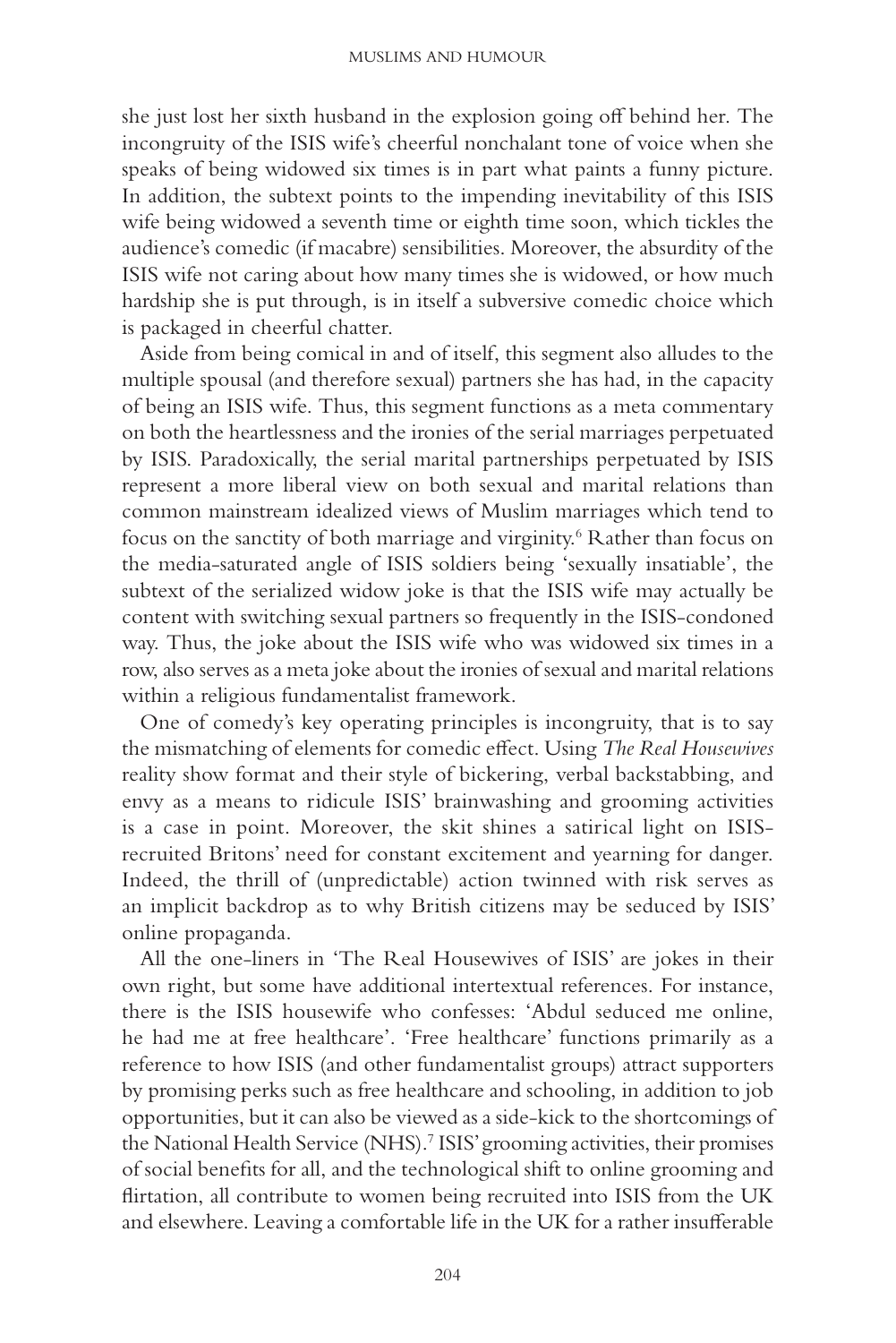she just lost her sixth husband in the explosion going off behind her. The incongruity of the ISIS wife's cheerful nonchalant tone of voice when she speaks of being widowed six times is in part what paints a funny picture. In addition, the subtext points to the impending inevitability of this ISIS wife being widowed a seventh time or eighth time soon, which tickles the audience's comedic (if macabre) sensibilities. Moreover, the absurdity of the ISIS wife not caring about how many times she is widowed, or how much hardship she is put through, is in itself a subversive comedic choice which is packaged in cheerful chatter.

Aside from being comical in and of itself, this segment also alludes to the multiple spousal (and therefore sexual) partners she has had, in the capacity of being an ISIS wife. Thus, this segment functions as a meta commentary on both the heartlessness and the ironies of the serial marriages perpetuated by ISIS. Paradoxically, the serial marital partnerships perpetuated by ISIS represent a more liberal view on both sexual and marital relations than common mainstream idealized views of Muslim marriages which tend to focus on the sanctity of both marriage and virginity.[6] Rather than focus on the media-saturated angle of ISIS soldiers being 'sexually insatiable', the subtext of the serialized widow joke is that the ISIS wife may actually be content with switching sexual partners so frequently in the ISIS-condoned way. Thus, the joke about the ISIS wife who was widowed six times in a row, also serves as a meta joke about the ironies of sexual and marital relations within a religious fundamentalist framework.

One of comedy's key operating principles is incongruity, that is to say the mismatching of elements for comedic effect. Using *The Real Housewives* reality show format and their style of bickering, verbal backstabbing, and envy as a means to ridicule ISIS' brainwashing and grooming activities is a case in point. Moreover, the skit shines a satirical light on ISIS-recruited Britons' need for constant excitement and yearning for danger. Indeed, the thrill of (unpredictable) action twinned with risk serves as an implicit backdrop as to why British citizens may be seduced by ISIS' online propaganda.

All the one-liners in 'The Real Housewives of ISIS' are jokes in their own right, but some have additional intertextual references. For instance, there is the ISIS housewife who confesses: 'Abdul seduced me online, he had me at free healthcare'. 'Free healthcare' functions primarily as a reference to how ISIS (and other fundamentalist groups) attract supporters by promising perks such as free healthcare and schooling, in addition to job opportunities, but it can also be viewed as a side-kick to the shortcomings of the National Health Service (NHS).[7] ISIS' grooming activities, their promises of social benefits for all, and the technological shift to online grooming and flirtation, all contribute to women being recruited into ISIS from the UK and elsewhere. Leaving a comfortable life in the UK for a rather insufferable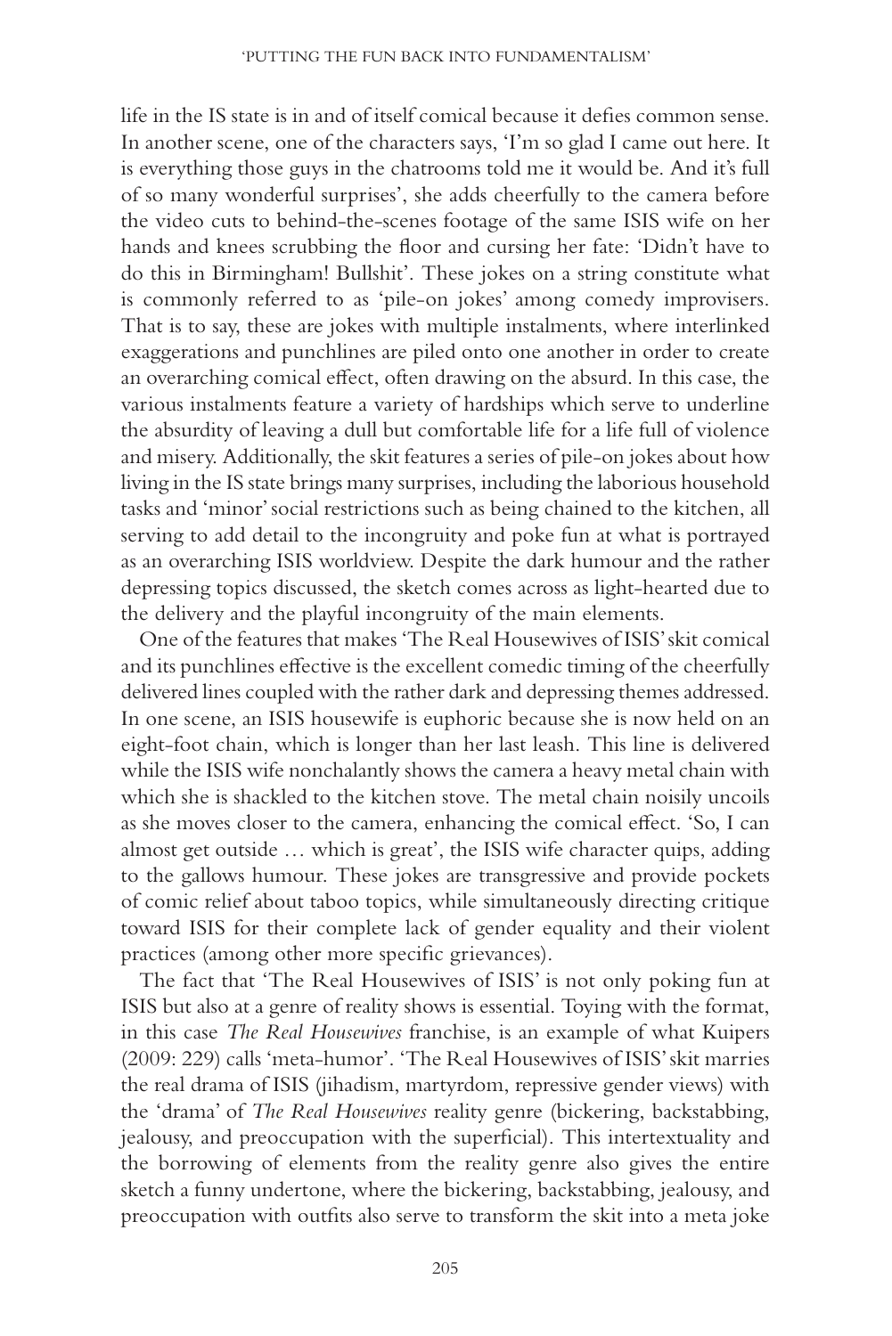life in the IS state is in and of itself comical because it defies common sense. In another scene, one of the characters says, 'I'm so glad I came out here. It is everything those guys in the chatrooms told me it would be. And it's full of so many wonderful surprises', she adds cheerfully to the camera before the video cuts to behind-the-scenes footage of the same ISIS wife on her hands and knees scrubbing the floor and cursing her fate: 'Didn't have to do this in Birmingham! Bullshit'. These jokes on a string constitute what is commonly referred to as 'pile-on jokes' among comedy improvisers. That is to say, these are jokes with multiple instalments, where interlinked exaggerations and punchlines are piled onto one another in order to create an overarching comical effect, often drawing on the absurd. In this case, the various instalments feature a variety of hardships which serve to underline the absurdity of leaving a dull but comfortable life for a life full of violence and misery. Additionally, the skit features a series of pile-on jokes about how living in the IS state brings many surprises, including the laborious household tasks and 'minor' social restrictions such as being chained to the kitchen, all serving to add detail to the incongruity and poke fun at what is portrayed as an overarching ISIS worldview. Despite the dark humour and the rather depressing topics discussed, the sketch comes across as light-hearted due to the delivery and the playful incongruity of the main elements.

One of the features that makes 'The Real Housewives of ISIS' skit comical and its punchlines effective is the excellent comedic timing of the cheerfully delivered lines coupled with the rather dark and depressing themes addressed. In one scene, an ISIS housewife is euphoric because she is now held on an eight-foot chain, which is longer than her last leash. This line is delivered while the ISIS wife nonchalantly shows the camera a heavy metal chain with which she is shackled to the kitchen stove. The metal chain noisily uncoils as she moves closer to the camera, enhancing the comical effect. 'So, I can almost get outside … which is great', the ISIS wife character quips, adding to the gallows humour. These jokes are transgressive and provide pockets of comic relief about taboo topics, while simultaneously directing critique toward ISIS for their complete lack of gender equality and their violent practices (among other more specific grievances).

The fact that 'The Real Housewives of ISIS' is not only poking fun at ISIS but also at a genre of reality shows is essential. Toying with the format, in this case *The Real Housewives* franchise, is an example of what Kuipers (2009: 229) calls 'meta-humor'. 'The Real Housewives of ISIS' skit marries the real drama of ISIS (jihadism, martyrdom, repressive gender views) with the 'drama' of *The Real Housewives* reality genre (bickering, backstabbing, jealousy, and preoccupation with the superficial). This intertextuality and the borrowing of elements from the reality genre also gives the entire sketch a funny undertone, where the bickering, backstabbing, jealousy, and preoccupation with outfits also serve to transform the skit into a meta joke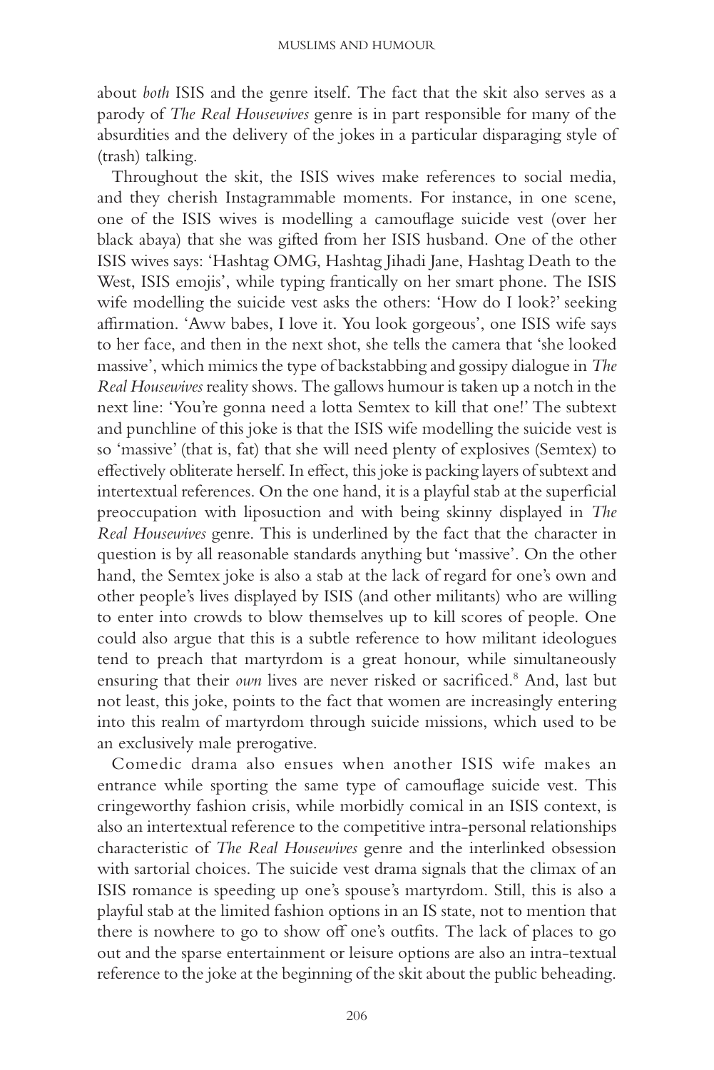about *both* ISIS and the genre itself. The fact that the skit also serves as a parody of *The Real Housewives* genre is in part responsible for many of the absurdities and the delivery of the jokes in a particular disparaging style of (trash) talking.

Throughout the skit, the ISIS wives make references to social media, and they cherish Instagrammable moments. For instance, in one scene, one of the ISIS wives is modelling a camouflage suicide vest (over her black abaya) that she was gifted from her ISIS husband. One of the other ISIS wives says: 'Hashtag OMG, Hashtag Jihadi Jane, Hashtag Death to the West, ISIS emojis', while typing frantically on her smart phone. The ISIS wife modelling the suicide vest asks the others: 'How do I look?' seeking affirmation. 'Aww babes, I love it. You look gorgeous', one ISIS wife says to her face, and then in the next shot, she tells the camera that 'she looked massive', which mimics the type of backstabbing and gossipy dialogue in *The Real Housewives* reality shows. The gallows humour is taken up a notch in the next line: 'You're gonna need a lotta Semtex to kill that one!' The subtext and punchline of this joke is that the ISIS wife modelling the suicide vest is so 'massive' (that is, fat) that she will need plenty of explosives (Semtex) to effectively obliterate herself. In effect, this joke is packing layers of subtext and intertextual references. On the one hand, it is a playful stab at the superficial preoccupation with liposuction and with being skinny displayed in *The Real Housewives* genre. This is underlined by the fact that the character in question is by all reasonable standards anything but 'massive'. On the other hand, the Semtex joke is also a stab at the lack of regard for one's own and other people's lives displayed by ISIS (and other militants) who are willing to enter into crowds to blow themselves up to kill scores of people. One could also argue that this is a subtle reference to how militant ideologues tend to preach that martyrdom is a great honour, while simultaneously ensuring that their *own* lives are never risked or sacrificed.[8] And, last but not least, this joke, points to the fact that women are increasingly entering into this realm of martyrdom through suicide missions, which used to be an exclusively male prerogative.

Comedic drama also ensues when another ISIS wife makes an entrance while sporting the same type of camouflage suicide vest. This cringeworthy fashion crisis, while morbidly comical in an ISIS context, is also an intertextual reference to the competitive intra-personal relationships characteristic of *The Real Housewives* genre and the interlinked obsession with sartorial choices. The suicide vest drama signals that the climax of an ISIS romance is speeding up one's spouse's martyrdom. Still, this is also a playful stab at the limited fashion options in an IS state, not to mention that there is nowhere to go to show off one's outfits. The lack of places to go out and the sparse entertainment or leisure options are also an intra-textual reference to the joke at the beginning of the skit about the public beheading.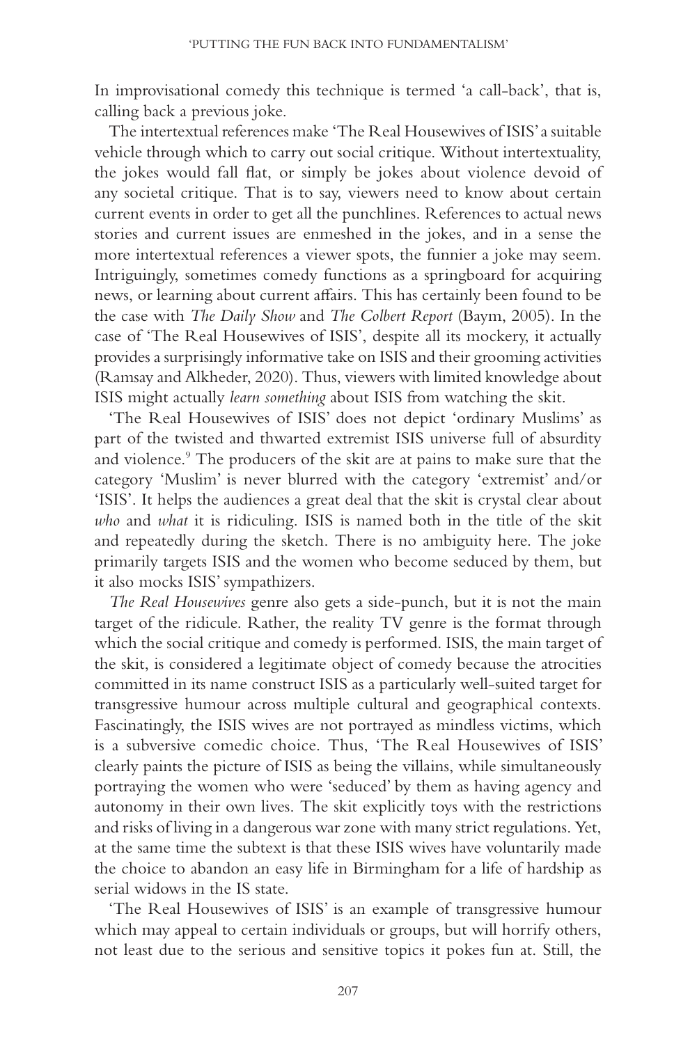In improvisational comedy this technique is termed 'a call-back', that is, calling back a previous joke.

The intertextual references make 'The Real Housewives of ISIS' a suitable vehicle through which to carry out social critique. Without intertextuality, the jokes would fall flat, or simply be jokes about violence devoid of any societal critique. That is to say, viewers need to know about certain current events in order to get all the punchlines. References to actual news stories and current issues are enmeshed in the jokes, and in a sense the more intertextual references a viewer spots, the funnier a joke may seem. Intriguingly, sometimes comedy functions as a springboard for acquiring news, or learning about current affairs. This has certainly been found to be the case with *The Daily Show* and *The Colbert Report* (Baym, 2005). In the case of 'The Real Housewives of ISIS', despite all its mockery, it actually provides a surprisingly informative take on ISIS and their grooming activities (Ramsay and Alkheder, 2020). Thus, viewers with limited knowledge about ISIS might actually *learn something* about ISIS from watching the skit.

'The Real Housewives of ISIS' does not depict 'ordinary Muslims' as part of the twisted and thwarted extremist ISIS universe full of absurdity and violence.[9] The producers of the skit are at pains to make sure that the category 'Muslim' is never blurred with the category 'extremist' and/or 'ISIS'. It helps the audiences a great deal that the skit is crystal clear about *who* and *what* it is ridiculing. ISIS is named both in the title of the skit and repeatedly during the sketch. There is no ambiguity here. The joke primarily targets ISIS and the women who become seduced by them, but it also mocks ISIS' sympathizers.

*The Real Housewives* genre also gets a side-punch, but it is not the main target of the ridicule. Rather, the reality TV genre is the format through which the social critique and comedy is performed. ISIS, the main target of the skit, is considered a legitimate object of comedy because the atrocities committed in its name construct ISIS as a particularly well-suited target for transgressive humour across multiple cultural and geographical contexts. Fascinatingly, the ISIS wives are not portrayed as mindless victims, which is a subversive comedic choice. Thus, 'The Real Housewives of ISIS' clearly paints the picture of ISIS as being the villains, while simultaneously portraying the women who were 'seduced' by them as having agency and autonomy in their own lives. The skit explicitly toys with the restrictions and risks of living in a dangerous war zone with many strict regulations. Yet, at the same time the subtext is that these ISIS wives have voluntarily made the choice to abandon an easy life in Birmingham for a life of hardship as serial widows in the IS state.

'The Real Housewives of ISIS' is an example of transgressive humour which may appeal to certain individuals or groups, but will horrify others, not least due to the serious and sensitive topics it pokes fun at. Still, the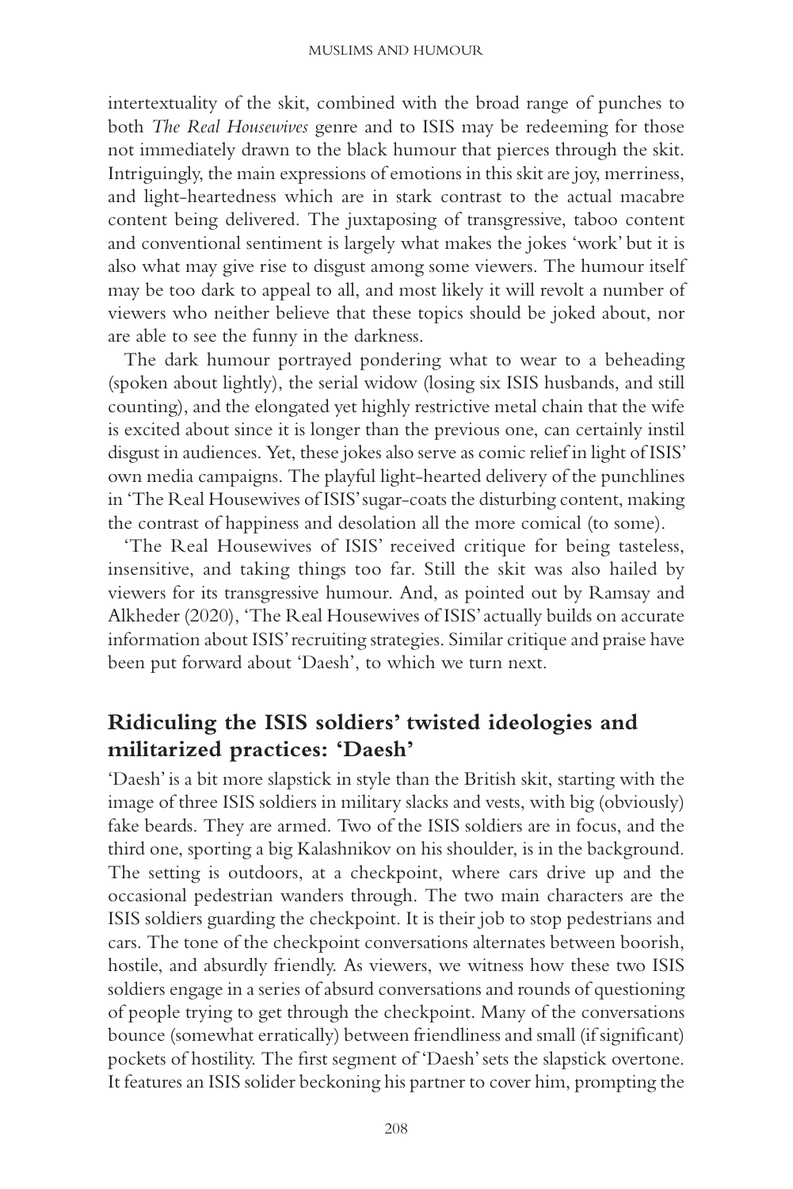intertextuality of the skit, combined with the broad range of punches to both *The Real Housewives* genre and to ISIS may be redeeming for those not immediately drawn to the black humour that pierces through the skit. Intriguingly, the main expressions of emotions in this skit are joy, merriness, and light-heartedness which are in stark contrast to the actual macabre content being delivered. The juxtaposing of transgressive, taboo content and conventional sentiment is largely what makes the jokes 'work' but it is also what may give rise to disgust among some viewers. The humour itself may be too dark to appeal to all, and most likely it will revolt a number of viewers who neither believe that these topics should be joked about, nor are able to see the funny in the darkness.

The dark humour portrayed pondering what to wear to a beheading (spoken about lightly), the serial widow (losing six ISIS husbands, and still counting), and the elongated yet highly restrictive metal chain that the wife is excited about since it is longer than the previous one, can certainly instil disgust in audiences. Yet, these jokes also serve as comic relief in light of ISIS' own media campaigns. The playful light-hearted delivery of the punchlines in 'The Real Housewives of ISIS' sugar-coats the disturbing content, making the contrast of happiness and desolation all the more comical (to some).

'The Real Housewives of ISIS' received critique for being tasteless, insensitive, and taking things too far. Still the skit was also hailed by viewers for its transgressive humour. And, as pointed out by Ramsay and Alkheder (2020), 'The Real Housewives of ISIS' actually builds on accurate information about ISIS' recruiting strategies. Similar critique and praise have been put forward about 'Daesh', to which we turn next.

## Ridiculing the ISIS soldiers' twisted ideologies and militarized practices: 'Daesh'

'Daesh' is a bit more slapstick in style than the British skit, starting with the image of three ISIS soldiers in military slacks and vests, with big (obviously) fake beards. They are armed. Two of the ISIS soldiers are in focus, and the third one, sporting a big Kalashnikov on his shoulder, is in the background. The setting is outdoors, at a checkpoint, where cars drive up and the occasional pedestrian wanders through. The two main characters are the ISIS soldiers guarding the checkpoint. It is their job to stop pedestrians and cars. The tone of the checkpoint conversations alternates between boorish, hostile, and absurdly friendly. As viewers, we witness how these two ISIS soldiers engage in a series of absurd conversations and rounds of questioning of people trying to get through the checkpoint. Many of the conversations bounce (somewhat erratically) between friendliness and small (if significant) pockets of hostility. The first segment of 'Daesh' sets the slapstick overtone. It features an ISIS solider beckoning his partner to cover him, prompting the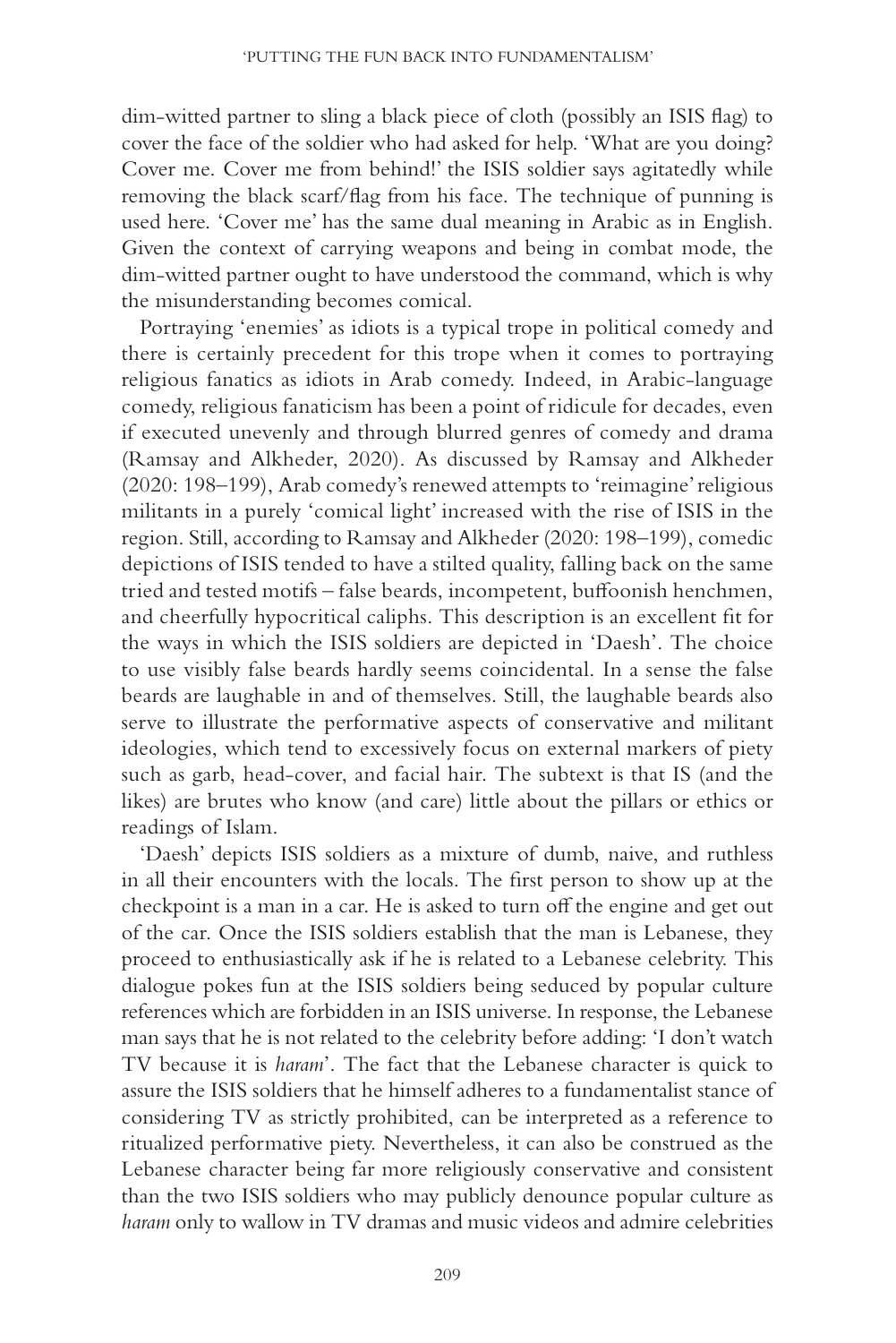dim-witted partner to sling a black piece of cloth (possibly an ISIS flag) to cover the face of the soldier who had asked for help. 'What are you doing? Cover me. Cover me from behind!' the ISIS soldier says agitatedly while removing the black scarf/flag from his face. The technique of punning is used here. 'Cover me' has the same dual meaning in Arabic as in English. Given the context of carrying weapons and being in combat mode, the dim-witted partner ought to have understood the command, which is why the misunderstanding becomes comical.

Portraying 'enemies' as idiots is a typical trope in political comedy and there is certainly precedent for this trope when it comes to portraying religious fanatics as idiots in Arab comedy. Indeed, in Arabic-language comedy, religious fanaticism has been a point of ridicule for decades, even if executed unevenly and through blurred genres of comedy and drama (Ramsay and Alkheder, 2020). As discussed by Ramsay and Alkheder (2020: 198–199), Arab comedy's renewed attempts to 'reimagine' religious militants in a purely 'comical light' increased with the rise of ISIS in the region. Still, according to Ramsay and Alkheder (2020: 198–199), comedic depictions of ISIS tended to have a stilted quality, falling back on the same tried and tested motifs – false beards, incompetent, buffoonish henchmen, and cheerfully hypocritical caliphs. This description is an excellent fit for the ways in which the ISIS soldiers are depicted in 'Daesh'. The choice to use visibly false beards hardly seems coincidental. In a sense the false beards are laughable in and of themselves. Still, the laughable beards also serve to illustrate the performative aspects of conservative and militant ideologies, which tend to excessively focus on external markers of piety such as garb, head-cover, and facial hair. The subtext is that IS (and the likes) are brutes who know (and care) little about the pillars or ethics or readings of Islam.

'Daesh' depicts ISIS soldiers as a mixture of dumb, naive, and ruthless in all their encounters with the locals. The first person to show up at the checkpoint is a man in a car. He is asked to turn off the engine and get out of the car. Once the ISIS soldiers establish that the man is Lebanese, they proceed to enthusiastically ask if he is related to a Lebanese celebrity. This dialogue pokes fun at the ISIS soldiers being seduced by popular culture references which are forbidden in an ISIS universe. In response, the Lebanese man says that he is not related to the celebrity before adding: 'I don't watch TV because it is *haram*'. The fact that the Lebanese character is quick to assure the ISIS soldiers that he himself adheres to a fundamentalist stance of considering TV as strictly prohibited, can be interpreted as a reference to ritualized performative piety. Nevertheless, it can also be construed as the Lebanese character being far more religiously conservative and consistent than the two ISIS soldiers who may publicly denounce popular culture as *haram* only to wallow in TV dramas and music videos and admire celebrities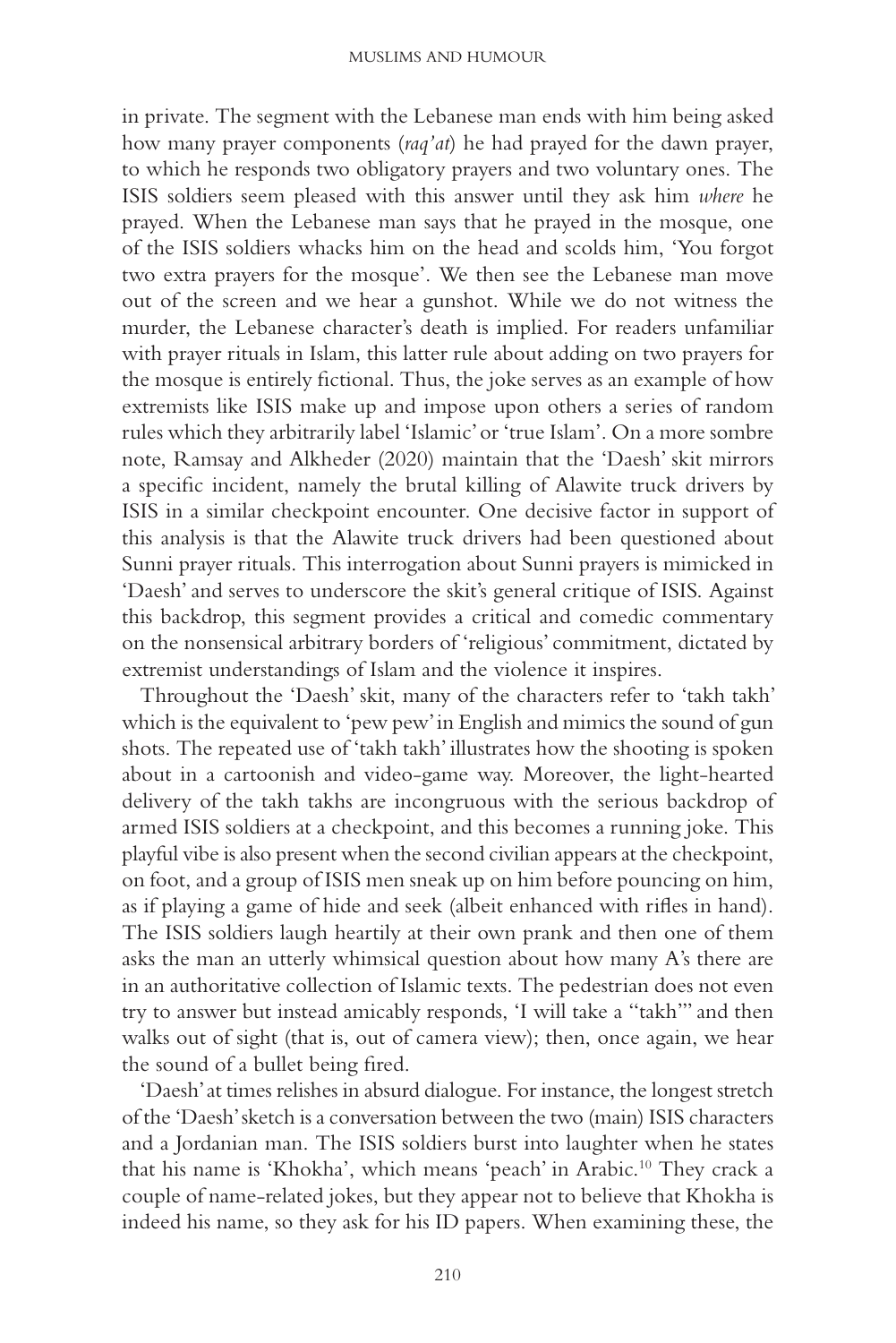in private. The segment with the Lebanese man ends with him being asked how many prayer components (*raq'at*) he had prayed for the dawn prayer, to which he responds two obligatory prayers and two voluntary ones. The ISIS soldiers seem pleased with this answer until they ask him *where* he prayed. When the Lebanese man says that he prayed in the mosque, one of the ISIS soldiers whacks him on the head and scolds him, 'You forgot two extra prayers for the mosque'. We then see the Lebanese man move out of the screen and we hear a gunshot. While we do not witness the murder, the Lebanese character's death is implied. For readers unfamiliar with prayer rituals in Islam, this latter rule about adding on two prayers for the mosque is entirely fictional. Thus, the joke serves as an example of how extremists like ISIS make up and impose upon others a series of random rules which they arbitrarily label 'Islamic' or 'true Islam'. On a more sombre note, Ramsay and Alkheder (2020) maintain that the 'Daesh' skit mirrors a specific incident, namely the brutal killing of Alawite truck drivers by ISIS in a similar checkpoint encounter. One decisive factor in support of this analysis is that the Alawite truck drivers had been questioned about Sunni prayer rituals. This interrogation about Sunni prayers is mimicked in 'Daesh' and serves to underscore the skit's general critique of ISIS. Against this backdrop, this segment provides a critical and comedic commentary on the nonsensical arbitrary borders of 'religious' commitment, dictated by extremist understandings of Islam and the violence it inspires.

Throughout the 'Daesh' skit, many of the characters refer to 'takh takh' which is the equivalent to 'pew pew' in English and mimics the sound of gun shots. The repeated use of 'takh takh' illustrates how the shooting is spoken about in a cartoonish and video-game way. Moreover, the light-hearted delivery of the takh takhs are incongruous with the serious backdrop of armed ISIS soldiers at a checkpoint, and this becomes a running joke. This playful vibe is also present when the second civilian appears at the checkpoint, on foot, and a group of ISIS men sneak up on him before pouncing on him, as if playing a game of hide and seek (albeit enhanced with rifles in hand). The ISIS soldiers laugh heartily at their own prank and then one of them asks the man an utterly whimsical question about how many A's there are in an authoritative collection of Islamic texts. The pedestrian does not even try to answer but instead amicably responds, 'I will take a "takh"' and then walks out of sight (that is, out of camera view); then, once again, we hear the sound of a bullet being fired.

'Daesh' at times relishes in absurd dialogue. For instance, the longest stretch of the 'Daesh' sketch is a conversation between the two (main) ISIS characters and a Jordanian man. The ISIS soldiers burst into laughter when he states that his name is 'Khokha', which means 'peach' in Arabic.[10] They crack a couple of name-related jokes, but they appear not to believe that Khokha is indeed his name, so they ask for his ID papers. When examining these, the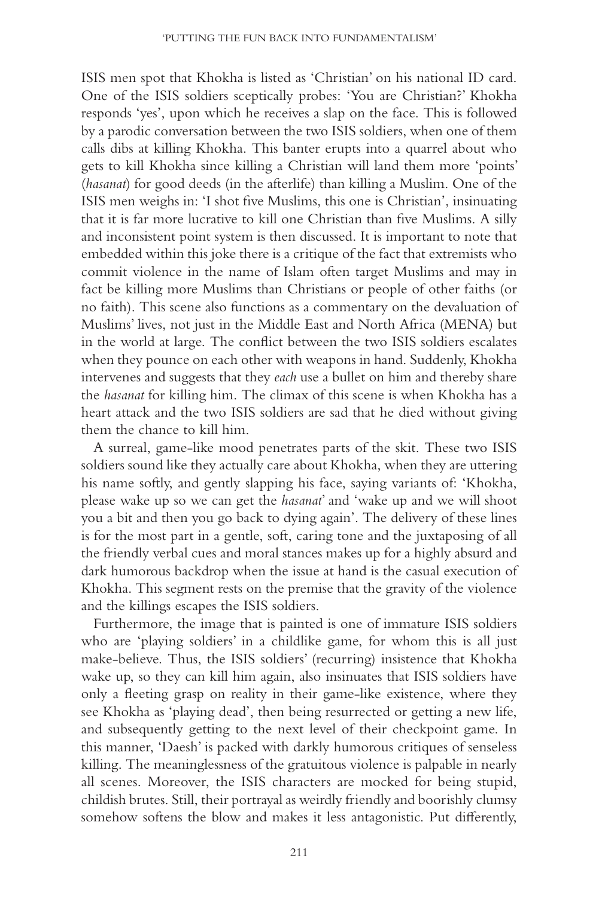ISIS men spot that Khokha is listed as 'Christian' on his national ID card. One of the ISIS soldiers sceptically probes: 'You are Christian?' Khokha responds 'yes', upon which he receives a slap on the face. This is followed by a parodic conversation between the two ISIS soldiers, when one of them calls dibs at killing Khokha. This banter erupts into a quarrel about who gets to kill Khokha since killing a Christian will land them more 'points' (*hasanat*) for good deeds (in the afterlife) than killing a Muslim. One of the ISIS men weighs in: 'I shot five Muslims, this one is Christian', insinuating that it is far more lucrative to kill one Christian than five Muslims. A silly and inconsistent point system is then discussed. It is important to note that embedded within this joke there is a critique of the fact that extremists who commit violence in the name of Islam often target Muslims and may in fact be killing more Muslims than Christians or people of other faiths (or no faith). This scene also functions as a commentary on the devaluation of Muslims' lives, not just in the Middle East and North Africa (MENA) but in the world at large. The conflict between the two ISIS soldiers escalates when they pounce on each other with weapons in hand. Suddenly, Khokha intervenes and suggests that they *each* use a bullet on him and thereby share the *hasanat* for killing him. The climax of this scene is when Khokha has a heart attack and the two ISIS soldiers are sad that he died without giving them the chance to kill him.

A surreal, game-like mood penetrates parts of the skit. These two ISIS soldiers sound like they actually care about Khokha, when they are uttering his name softly, and gently slapping his face, saying variants of: 'Khokha, please wake up so we can get the *hasanat*' and 'wake up and we will shoot you a bit and then you go back to dying again'. The delivery of these lines is for the most part in a gentle, soft, caring tone and the juxtaposing of all the friendly verbal cues and moral stances makes up for a highly absurd and dark humorous backdrop when the issue at hand is the casual execution of Khokha. This segment rests on the premise that the gravity of the violence and the killings escapes the ISIS soldiers.

Furthermore, the image that is painted is one of immature ISIS soldiers who are 'playing soldiers' in a childlike game, for whom this is all just make-believe. Thus, the ISIS soldiers' (recurring) insistence that Khokha wake up, so they can kill him again, also insinuates that ISIS soldiers have only a fleeting grasp on reality in their game-like existence, where they see Khokha as 'playing dead', then being resurrected or getting a new life, and subsequently getting to the next level of their checkpoint game. In this manner, 'Daesh' is packed with darkly humorous critiques of senseless killing. The meaninglessness of the gratuitous violence is palpable in nearly all scenes. Moreover, the ISIS characters are mocked for being stupid, childish brutes. Still, their portrayal as weirdly friendly and boorishly clumsy somehow softens the blow and makes it less antagonistic. Put differently,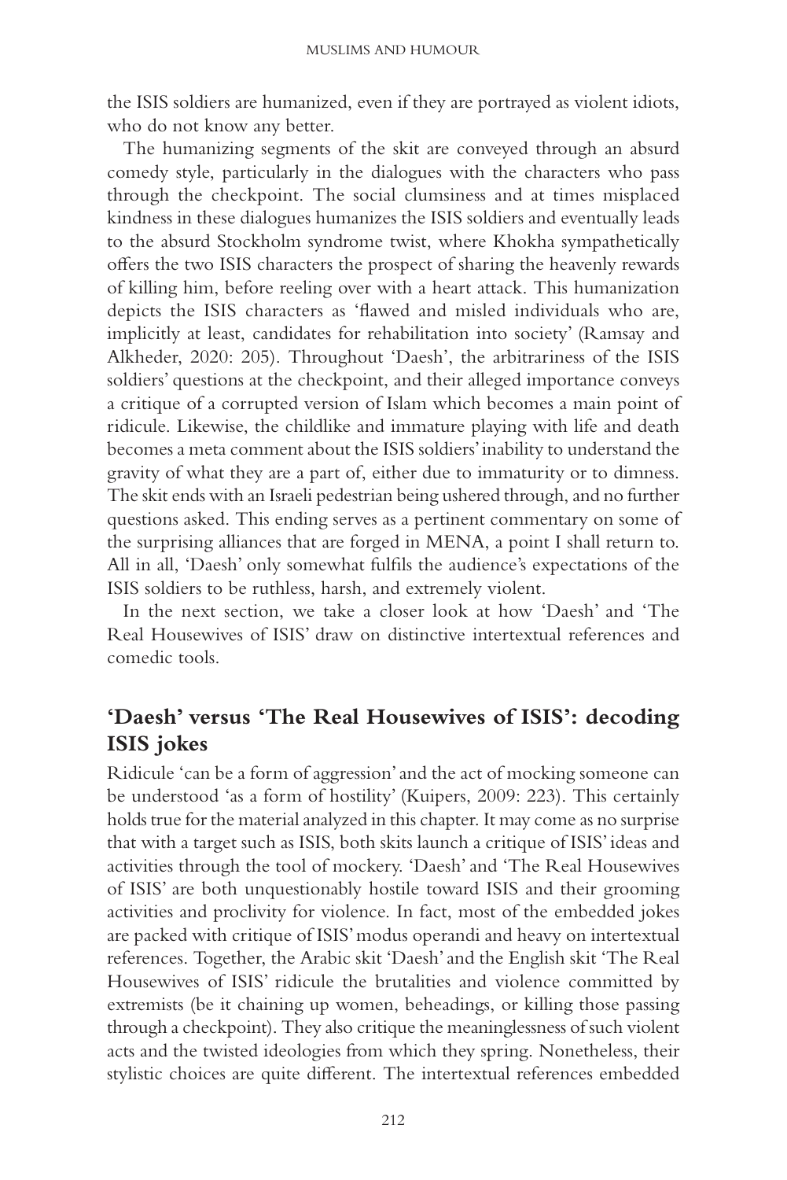the ISIS soldiers are humanized, even if they are portrayed as violent idiots, who do not know any better.

The humanizing segments of the skit are conveyed through an absurd comedy style, particularly in the dialogues with the characters who pass through the checkpoint. The social clumsiness and at times misplaced kindness in these dialogues humanizes the ISIS soldiers and eventually leads to the absurd Stockholm syndrome twist, where Khokha sympathetically offers the two ISIS characters the prospect of sharing the heavenly rewards of killing him, before reeling over with a heart attack. This humanization depicts the ISIS characters as 'flawed and misled individuals who are, implicitly at least, candidates for rehabilitation into society' (Ramsay and Alkheder, 2020: 205). Throughout 'Daesh', the arbitrariness of the ISIS soldiers' questions at the checkpoint, and their alleged importance conveys a critique of a corrupted version of Islam which becomes a main point of ridicule. Likewise, the childlike and immature playing with life and death becomes a meta comment about the ISIS soldiers' inability to understand the gravity of what they are a part of, either due to immaturity or to dimness. The skit ends with an Israeli pedestrian being ushered through, and no further questions asked. This ending serves as a pertinent commentary on some of the surprising alliances that are forged in MENA, a point I shall return to. All in all, 'Daesh' only somewhat fulfils the audience's expectations of the ISIS soldiers to be ruthless, harsh, and extremely violent.

In the next section, we take a closer look at how 'Daesh' and 'The Real Housewives of ISIS' draw on distinctive intertextual references and comedic tools.

## 'Daesh' versus 'The Real Housewives of ISIS': decoding ISIS jokes

Ridicule 'can be a form of aggression' and the act of mocking someone can be understood 'as a form of hostility' (Kuipers, 2009: 223). This certainly holds true for the material analyzed in this chapter. It may come as no surprise that with a target such as ISIS, both skits launch a critique of ISIS' ideas and activities through the tool of mockery. 'Daesh' and 'The Real Housewives of ISIS' are both unquestionably hostile toward ISIS and their grooming activities and proclivity for violence. In fact, most of the embedded jokes are packed with critique of ISIS' modus operandi and heavy on intertextual references. Together, the Arabic skit 'Daesh' and the English skit 'The Real Housewives of ISIS' ridicule the brutalities and violence committed by extremists (be it chaining up women, beheadings, or killing those passing through a checkpoint). They also critique the meaninglessness of such violent acts and the twisted ideologies from which they spring. Nonetheless, their stylistic choices are quite different. The intertextual references embedded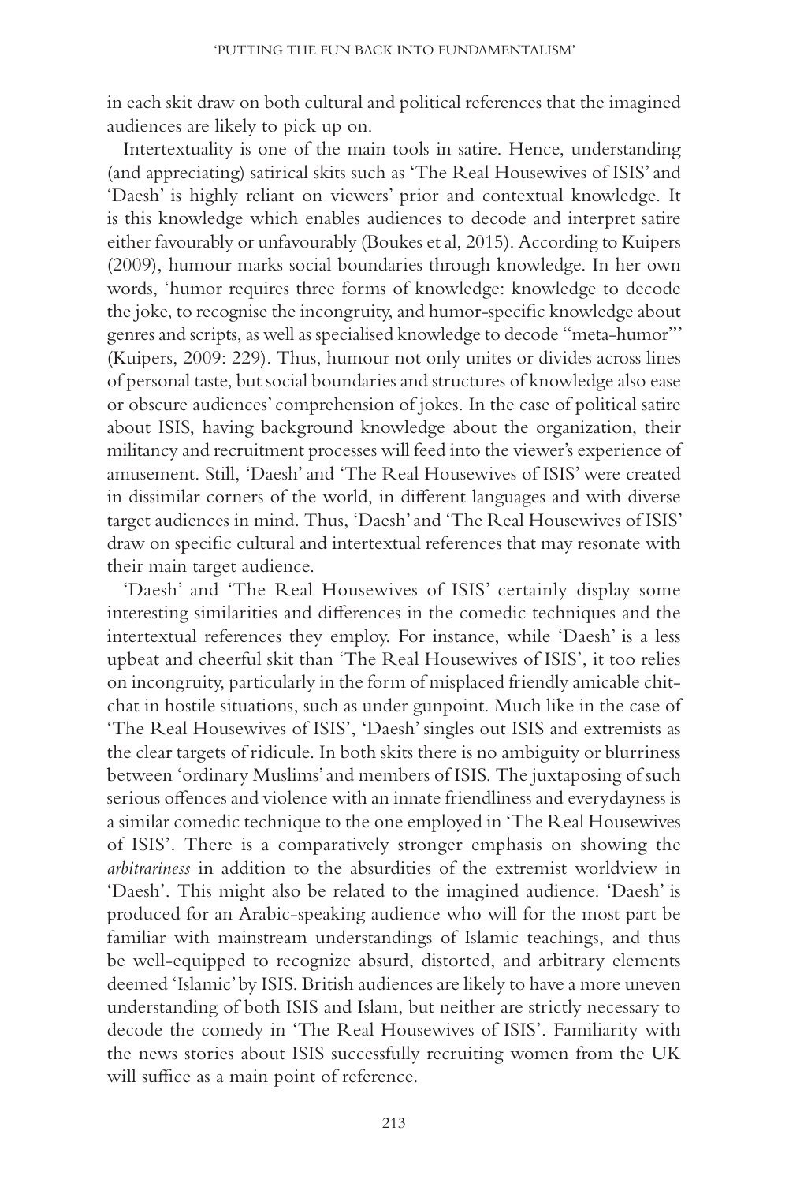in each skit draw on both cultural and political references that the imagined audiences are likely to pick up on.

Intertextuality is one of the main tools in satire. Hence, understanding (and appreciating) satirical skits such as 'The Real Housewives of ISIS' and 'Daesh' is highly reliant on viewers' prior and contextual knowledge. It is this knowledge which enables audiences to decode and interpret satire either favourably or unfavourably (Boukes et al, 2015). According to Kuipers (2009), humour marks social boundaries through knowledge. In her own words, 'humor requires three forms of knowledge: knowledge to decode the joke, to recognise the incongruity, and humor-specific knowledge about genres and scripts, as well as specialised knowledge to decode "meta-humor"' (Kuipers, 2009: 229). Thus, humour not only unites or divides across lines of personal taste, but social boundaries and structures of knowledge also ease or obscure audiences' comprehension of jokes. In the case of political satire about ISIS, having background knowledge about the organization, their militancy and recruitment processes will feed into the viewer's experience of amusement. Still, 'Daesh' and 'The Real Housewives of ISIS' were created in dissimilar corners of the world, in different languages and with diverse target audiences in mind. Thus, 'Daesh' and 'The Real Housewives of ISIS' draw on specific cultural and intertextual references that may resonate with their main target audience.

'Daesh' and 'The Real Housewives of ISIS' certainly display some interesting similarities and differences in the comedic techniques and the intertextual references they employ. For instance, while 'Daesh' is a less upbeat and cheerful skit than 'The Real Housewives of ISIS', it too relies on incongruity, particularly in the form of misplaced friendly amicable chit-chat in hostile situations, such as under gunpoint. Much like in the case of 'The Real Housewives of ISIS', 'Daesh' singles out ISIS and extremists as the clear targets of ridicule. In both skits there is no ambiguity or blurriness between 'ordinary Muslims' and members of ISIS. The juxtaposing of such serious offences and violence with an innate friendliness and everydayness is a similar comedic technique to the one employed in 'The Real Housewives of ISIS'. There is a comparatively stronger emphasis on showing the *arbitrariness* in addition to the absurdities of the extremist worldview in 'Daesh'. This might also be related to the imagined audience. 'Daesh' is produced for an Arabic-speaking audience who will for the most part be familiar with mainstream understandings of Islamic teachings, and thus be well-equipped to recognize absurd, distorted, and arbitrary elements deemed 'Islamic' by ISIS. British audiences are likely to have a more uneven understanding of both ISIS and Islam, but neither are strictly necessary to decode the comedy in 'The Real Housewives of ISIS'. Familiarity with the news stories about ISIS successfully recruiting women from the UK will suffice as a main point of reference.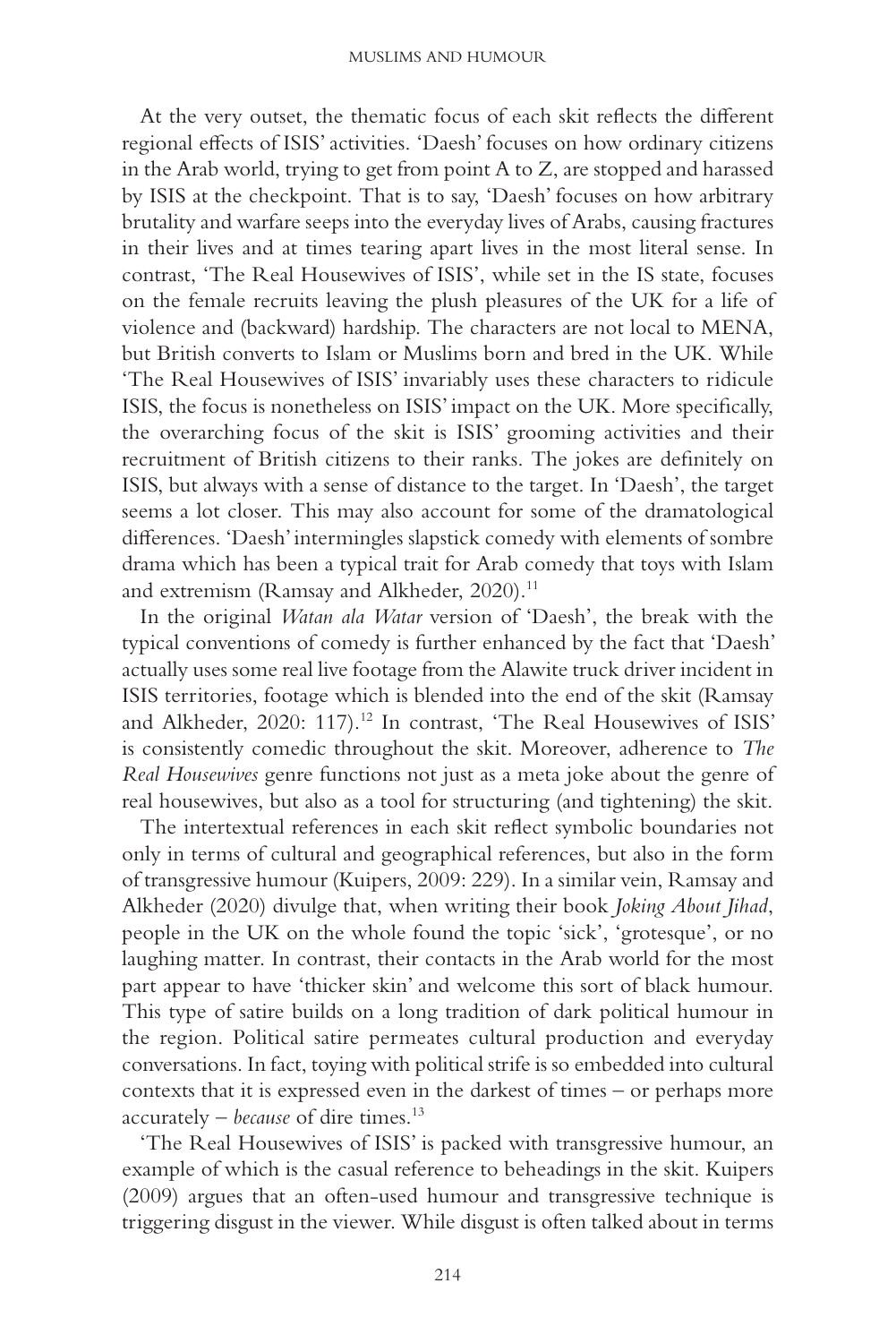At the very outset, the thematic focus of each skit reflects the different regional effects of ISIS' activities. 'Daesh' focuses on how ordinary citizens in the Arab world, trying to get from point A to Z, are stopped and harassed by ISIS at the checkpoint. That is to say, 'Daesh' focuses on how arbitrary brutality and warfare seeps into the everyday lives of Arabs, causing fractures in their lives and at times tearing apart lives in the most literal sense. In contrast, 'The Real Housewives of ISIS', while set in the IS state, focuses on the female recruits leaving the plush pleasures of the UK for a life of violence and (backward) hardship. The characters are not local to MENA, but British converts to Islam or Muslims born and bred in the UK. While 'The Real Housewives of ISIS' invariably uses these characters to ridicule ISIS, the focus is nonetheless on ISIS' impact on the UK. More specifically, the overarching focus of the skit is ISIS' grooming activities and their recruitment of British citizens to their ranks. The jokes are definitely on ISIS, but always with a sense of distance to the target. In 'Daesh', the target seems a lot closer. This may also account for some of the dramatological differences. 'Daesh' intermingles slapstick comedy with elements of sombre drama which has been a typical trait for Arab comedy that toys with Islam and extremism (Ramsay and Alkheder, 2020).[11]

In the original *Watan ala Watar* version of 'Daesh', the break with the typical conventions of comedy is further enhanced by the fact that 'Daesh' actually uses some real live footage from the Alawite truck driver incident in ISIS territories, footage which is blended into the end of the skit (Ramsay and Alkheder, 2020: 117).[12] In contrast, 'The Real Housewives of ISIS' is consistently comedic throughout the skit. Moreover, adherence to *The Real Housewives* genre functions not just as a meta joke about the genre of real housewives, but also as a tool for structuring (and tightening) the skit.

The intertextual references in each skit reflect symbolic boundaries not only in terms of cultural and geographical references, but also in the form of transgressive humour (Kuipers, 2009: 229). In a similar vein, Ramsay and Alkheder (2020) divulge that, when writing their book *Joking About Jihad*, people in the UK on the whole found the topic 'sick', 'grotesque', or no laughing matter. In contrast, their contacts in the Arab world for the most part appear to have 'thicker skin' and welcome this sort of black humour. This type of satire builds on a long tradition of dark political humour in the region. Political satire permeates cultural production and everyday conversations. In fact, toying with political strife is so embedded into cultural contexts that it is expressed even in the darkest of times – or perhaps more accurately – *because* of dire times.[13]

'The Real Housewives of ISIS' is packed with transgressive humour, an example of which is the casual reference to beheadings in the skit. Kuipers (2009) argues that an often-used humour and transgressive technique is triggering disgust in the viewer. While disgust is often talked about in terms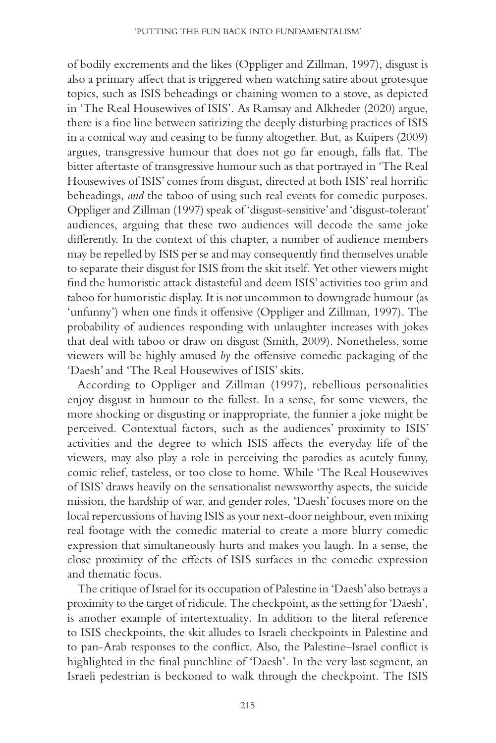of bodily excrements and the likes (Oppliger and Zillman, 1997), disgust is also a primary affect that is triggered when watching satire about grotesque topics, such as ISIS beheadings or chaining women to a stove, as depicted in 'The Real Housewives of ISIS'. As Ramsay and Alkheder (2020) argue, there is a fine line between satirizing the deeply disturbing practices of ISIS in a comical way and ceasing to be funny altogether. But, as Kuipers (2009) argues, transgressive humour that does not go far enough, falls flat. The bitter aftertaste of transgressive humour such as that portrayed in 'The Real Housewives of ISIS' comes from disgust, directed at both ISIS' real horrific beheadings, *and* the taboo of using such real events for comedic purposes. Oppliger and Zillman (1997) speak of 'disgust-sensitive' and 'disgust-tolerant' audiences, arguing that these two audiences will decode the same joke differently. In the context of this chapter, a number of audience members may be repelled by ISIS per se and may consequently find themselves unable to separate their disgust for ISIS from the skit itself. Yet other viewers might find the humoristic attack distasteful and deem ISIS' activities too grim and taboo for humoristic display. It is not uncommon to downgrade humour (as 'unfunny') when one finds it offensive (Oppliger and Zillman, 1997). The probability of audiences responding with unlaughter increases with jokes that deal with taboo or draw on disgust (Smith, 2009). Nonetheless, some viewers will be highly amused *by* the offensive comedic packaging of the 'Daesh' and 'The Real Housewives of ISIS' skits.

According to Oppliger and Zillman (1997), rebellious personalities enjoy disgust in humour to the fullest. In a sense, for some viewers, the more shocking or disgusting or inappropriate, the funnier a joke might be perceived. Contextual factors, such as the audiences' proximity to ISIS' activities and the degree to which ISIS affects the everyday life of the viewers, may also play a role in perceiving the parodies as acutely funny, comic relief, tasteless, or too close to home. While 'The Real Housewives of ISIS' draws heavily on the sensationalist newsworthy aspects, the suicide mission, the hardship of war, and gender roles, 'Daesh' focuses more on the local repercussions of having ISIS as your next-door neighbour, even mixing real footage with the comedic material to create a more blurry comedic expression that simultaneously hurts and makes you laugh. In a sense, the close proximity of the effects of ISIS surfaces in the comedic expression and thematic focus.

The critique of Israel for its occupation of Palestine in 'Daesh' also betrays a proximity to the target of ridicule. The checkpoint, as the setting for 'Daesh', is another example of intertextuality. In addition to the literal reference to ISIS checkpoints, the skit alludes to Israeli checkpoints in Palestine and to pan-Arab responses to the conflict. Also, the Palestine–Israel conflict is highlighted in the final punchline of 'Daesh'. In the very last segment, an Israeli pedestrian is beckoned to walk through the checkpoint. The ISIS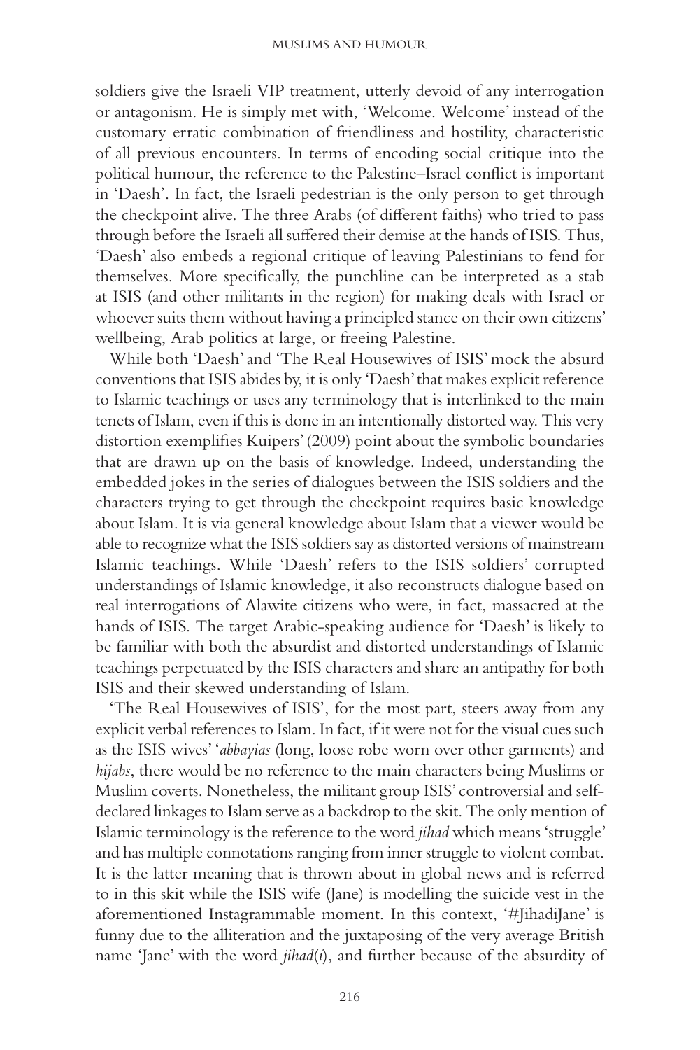soldiers give the Israeli VIP treatment, utterly devoid of any interrogation or antagonism. He is simply met with, 'Welcome. Welcome' instead of the customary erratic combination of friendliness and hostility, characteristic of all previous encounters. In terms of encoding social critique into the political humour, the reference to the Palestine–Israel conflict is important in 'Daesh'. In fact, the Israeli pedestrian is the only person to get through the checkpoint alive. The three Arabs (of different faiths) who tried to pass through before the Israeli all suffered their demise at the hands of ISIS. Thus, 'Daesh' also embeds a regional critique of leaving Palestinians to fend for themselves. More specifically, the punchline can be interpreted as a stab at ISIS (and other militants in the region) for making deals with Israel or whoever suits them without having a principled stance on their own citizens' wellbeing, Arab politics at large, or freeing Palestine.

While both 'Daesh' and 'The Real Housewives of ISIS' mock the absurd conventions that ISIS abides by, it is only 'Daesh' that makes explicit reference to Islamic teachings or uses any terminology that is interlinked to the main tenets of Islam, even if this is done in an intentionally distorted way. This very distortion exemplifies Kuipers' (2009) point about the symbolic boundaries that are drawn up on the basis of knowledge. Indeed, understanding the embedded jokes in the series of dialogues between the ISIS soldiers and the characters trying to get through the checkpoint requires basic knowledge about Islam. It is via general knowledge about Islam that a viewer would be able to recognize what the ISIS soldiers say as distorted versions of mainstream Islamic teachings. While 'Daesh' refers to the ISIS soldiers' corrupted understandings of Islamic knowledge, it also reconstructs dialogue based on real interrogations of Alawite citizens who were, in fact, massacred at the hands of ISIS. The target Arabic-speaking audience for 'Daesh' is likely to be familiar with both the absurdist and distorted understandings of Islamic teachings perpetuated by the ISIS characters and share an antipathy for both ISIS and their skewed understanding of Islam.

'The Real Housewives of ISIS', for the most part, steers away from any explicit verbal references to Islam. In fact, if it were not for the visual cues such as the ISIS wives' '*abbayias* (long, loose robe worn over other garments) and *hijabs*, there would be no reference to the main characters being Muslims or Muslim coverts. Nonetheless, the militant group ISIS' controversial and self-declared linkages to Islam serve as a backdrop to the skit. The only mention of Islamic terminology is the reference to the word *jihad* which means 'struggle' and has multiple connotations ranging from inner struggle to violent combat. It is the latter meaning that is thrown about in global news and is referred to in this skit while the ISIS wife (Jane) is modelling the suicide vest in the aforementioned Instagrammable moment. In this context, '#JihadiJane' is funny due to the alliteration and the juxtaposing of the very average British name 'Jane' with the word *jihad*(*i*), and further because of the absurdity of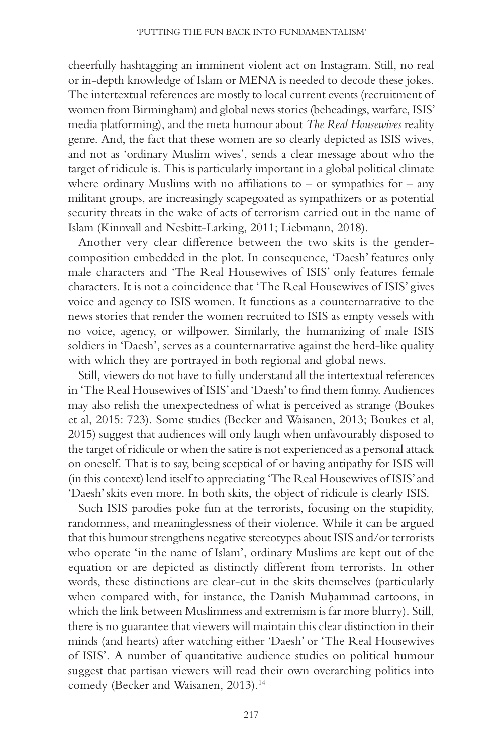cheerfully hashtagging an imminent violent act on Instagram. Still, no real or in-depth knowledge of Islam or MENA is needed to decode these jokes. The intertextual references are mostly to local current events (recruitment of women from Birmingham) and global news stories (beheadings, warfare, ISIS' media platforming), and the meta humour about *The Real Housewives* reality genre. And, the fact that these women are so clearly depicted as ISIS wives, and not as 'ordinary Muslim wives', sends a clear message about who the target of ridicule is. This is particularly important in a global political climate where ordinary Muslims with no affiliations to – or sympathies for – any militant groups, are increasingly scapegoated as sympathizers or as potential security threats in the wake of acts of terrorism carried out in the name of Islam (Kinnvall and Nesbitt-Larking, 2011; Liebmann, 2018).

Another very clear difference between the two skits is the gender-composition embedded in the plot. In consequence, 'Daesh' features only male characters and 'The Real Housewives of ISIS' only features female characters. It is not a coincidence that 'The Real Housewives of ISIS' gives voice and agency to ISIS women. It functions as a counternarrative to the news stories that render the women recruited to ISIS as empty vessels with no voice, agency, or willpower. Similarly, the humanizing of male ISIS soldiers in 'Daesh', serves as a counternarrative against the herd-like quality with which they are portrayed in both regional and global news.

Still, viewers do not have to fully understand all the intertextual references in 'The Real Housewives of ISIS' and 'Daesh' to find them funny. Audiences may also relish the unexpectedness of what is perceived as strange (Boukes et al, 2015: 723). Some studies (Becker and Waisanen, 2013; Boukes et al, 2015) suggest that audiences will only laugh when unfavourably disposed to the target of ridicule or when the satire is not experienced as a personal attack on oneself. That is to say, being sceptical of or having antipathy for ISIS will (in this context) lend itself to appreciating 'The Real Housewives of ISIS' and 'Daesh' skits even more. In both skits, the object of ridicule is clearly ISIS.

Such ISIS parodies poke fun at the terrorists, focusing on the stupidity, randomness, and meaninglessness of their violence. While it can be argued that this humour strengthens negative stereotypes about ISIS and/or terrorists who operate 'in the name of Islam', ordinary Muslims are kept out of the equation or are depicted as distinctly different from terrorists. In other words, these distinctions are clear-cut in the skits themselves (particularly when compared with, for instance, the Danish Muḥammad cartoons, in which the link between Muslimness and extremism is far more blurry). Still, there is no guarantee that viewers will maintain this clear distinction in their minds (and hearts) after watching either 'Daesh' or 'The Real Housewives of ISIS'. A number of quantitative audience studies on political humour suggest that partisan viewers will read their own overarching politics into comedy (Becker and Waisanen, 2013).[14]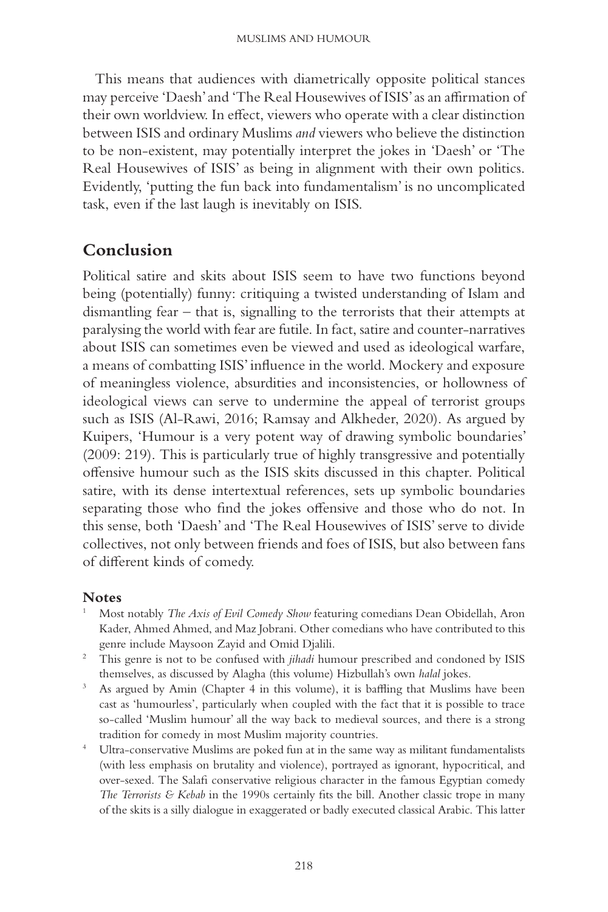This means that audiences with diametrically opposite political stances may perceive 'Daesh' and 'The Real Housewives of ISIS' as an affirmation of their own worldview. In effect, viewers who operate with a clear distinction between ISIS and ordinary Muslims *and* viewers who believe the distinction to be non-existent, may potentially interpret the jokes in 'Daesh' or 'The Real Housewives of ISIS' as being in alignment with their own politics. Evidently, 'putting the fun back into fundamentalism' is no uncomplicated task, even if the last laugh is inevitably on ISIS.

## Conclusion

Political satire and skits about ISIS seem to have two functions beyond being (potentially) funny: critiquing a twisted understanding of Islam and dismantling fear – that is, signalling to the terrorists that their attempts at paralysing the world with fear are futile. In fact, satire and counter-narratives about ISIS can sometimes even be viewed and used as ideological warfare, a means of combatting ISIS' influence in the world. Mockery and exposure of meaningless violence, absurdities and inconsistencies, or hollowness of ideological views can serve to undermine the appeal of terrorist groups such as ISIS (Al-Rawi, 2016; Ramsay and Alkheder, 2020). As argued by Kuipers, 'Humour is a very potent way of drawing symbolic boundaries' (2009: 219). This is particularly true of highly transgressive and potentially offensive humour such as the ISIS skits discussed in this chapter. Political satire, with its dense intertextual references, sets up symbolic boundaries separating those who find the jokes offensive and those who do not. In this sense, both 'Daesh' and 'The Real Housewives of ISIS' serve to divide collectives, not only between friends and foes of ISIS, but also between fans of different kinds of comedy.

### Notes

1. Most notably *The Axis of Evil Comedy Show* featuring comedians Dean Obidellah, Aron Kader, Ahmed Ahmed, and Maz Jobrani. Other comedians who have contributed to this genre include Maysoon Zayid and Omid Djalili.
2. This genre is not to be confused with *jihadi* humour prescribed and condoned by ISIS themselves, as discussed by Alagha (this volume) Hizbullah's own *halal* jokes.
3. As argued by Amin (Chapter 4 in this volume), it is baffling that Muslims have been cast as 'humourless', particularly when coupled with the fact that it is possible to trace so-called 'Muslim humour' all the way back to medieval sources, and there is a strong tradition for comedy in most Muslim majority countries.
4. Ultra-conservative Muslims are poked fun at in the same way as militant fundamentalists (with less emphasis on brutality and violence), portrayed as ignorant, hypocritical, and over-sexed. The Salafi conservative religious character in the famous Egyptian comedy *The Terrorists & Kebab* in the 1990s certainly fits the bill. Another classic trope in many of the skits is a silly dialogue in exaggerated or badly executed classical Arabic. This latter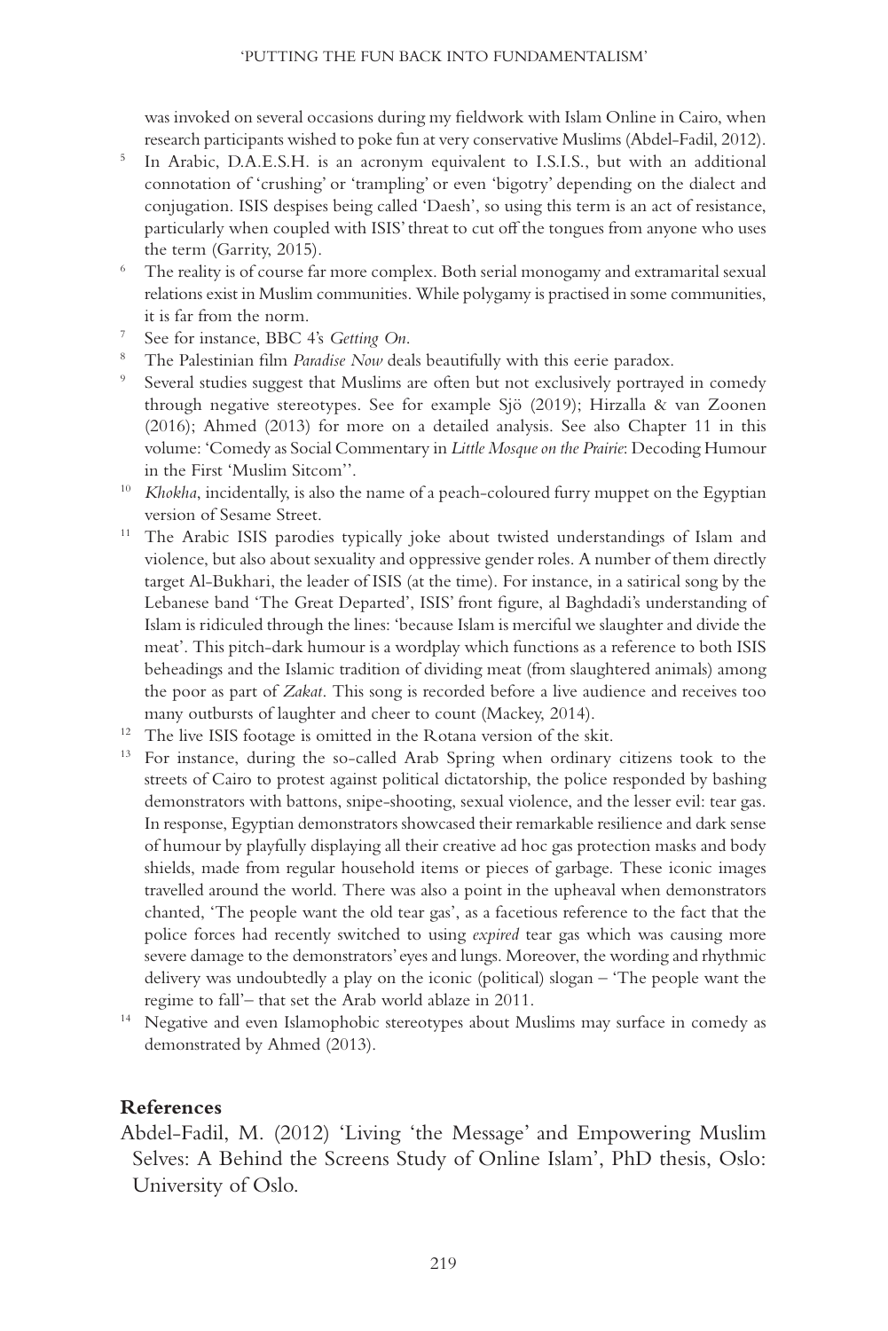was invoked on several occasions during my fieldwork with Islam Online in Cairo, when research participants wished to poke fun at very conservative Muslims (Abdel-Fadil, 2012).

[5] In Arabic, D.A.E.S.H. is an acronym equivalent to I.S.I.S., but with an additional connotation of 'crushing' or 'trampling' or even 'bigotry' depending on the dialect and conjugation. ISIS despises being called 'Daesh', so using this term is an act of resistance, particularly when coupled with ISIS' threat to cut off the tongues from anyone who uses the term (Garrity, 2015).

[6] The reality is of course far more complex. Both serial monogamy and extramarital sexual relations exist in Muslim communities. While polygamy is practised in some communities, it is far from the norm.

[7] See for instance, BBC 4's *Getting On*.

[8] The Palestinian film *Paradise Now* deals beautifully with this eerie paradox.

[9] Several studies suggest that Muslims are often but not exclusively portrayed in comedy through negative stereotypes. See for example Sjö (2019); Hirzalla & van Zoonen (2016); Ahmed (2013) for more on a detailed analysis. See also Chapter 11 in this volume: 'Comedy as Social Commentary in *Little Mosque on the Prairie*: Decoding Humour in the First 'Muslim Sitcom''.

[10] *Khokha*, incidentally, is also the name of a peach-coloured furry muppet on the Egyptian version of Sesame Street.

[11] The Arabic ISIS parodies typically joke about twisted understandings of Islam and violence, but also about sexuality and oppressive gender roles. A number of them directly target Al-Bukhari, the leader of ISIS (at the time). For instance, in a satirical song by the Lebanese band 'The Great Departed', ISIS' front figure, al Baghdadi's understanding of Islam is ridiculed through the lines: 'because Islam is merciful we slaughter and divide the meat'. This pitch-dark humour is a wordplay which functions as a reference to both ISIS beheadings and the Islamic tradition of dividing meat (from slaughtered animals) among the poor as part of *Zakat*. This song is recorded before a live audience and receives too many outbursts of laughter and cheer to count (Mackey, 2014).

[12] The live ISIS footage is omitted in the Rotana version of the skit.

[13] For instance, during the so-called Arab Spring when ordinary citizens took to the streets of Cairo to protest against political dictatorship, the police responded by bashing demonstrators with battons, snipe-shooting, sexual violence, and the lesser evil: tear gas. In response, Egyptian demonstrators showcased their remarkable resilience and dark sense of humour by playfully displaying all their creative ad hoc gas protection masks and body shields, made from regular household items or pieces of garbage. These iconic images travelled around the world. There was also a point in the upheaval when demonstrators chanted, 'The people want the old tear gas', as a facetious reference to the fact that the police forces had recently switched to using *expired* tear gas which was causing more severe damage to the demonstrators' eyes and lungs. Moreover, the wording and rhythmic delivery was undoubtedly a play on the iconic (political) slogan – 'The people want the regime to fall'– that set the Arab world ablaze in 2011.

[14] Negative and even Islamophobic stereotypes about Muslims may surface in comedy as demonstrated by Ahmed (2013).

## References

Abdel-Fadil, M. (2012) 'Living 'the Message' and Empowering Muslim Selves: A Behind the Screens Study of Online Islam', PhD thesis, Oslo: University of Oslo.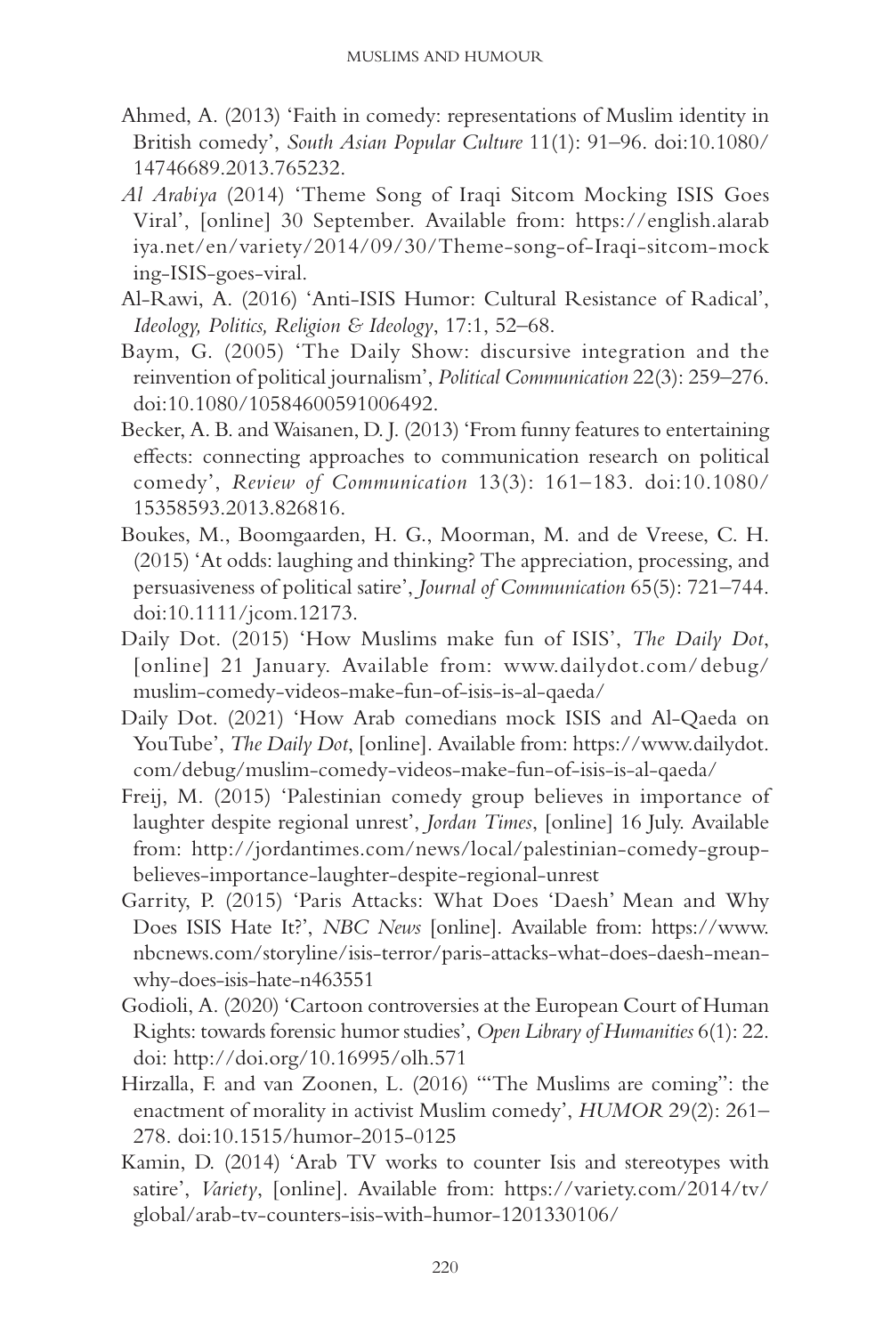Ahmed, A. (2013) 'Faith in comedy: representations of Muslim identity in British comedy', *South Asian Popular Culture* 11(1): 91–96. doi:10.1080/14746689.2013.765232.

*Al Arabiya* (2014) 'Theme Song of Iraqi Sitcom Mocking ISIS Goes Viral', [online] 30 September. Available from: https://english.alarabiya.net/en/variety/2014/09/30/Theme-song-of-Iraqi-sitcom-mocking-ISIS-goes-viral.

Al-Rawi, A. (2016) 'Anti-ISIS Humor: Cultural Resistance of Radical', *Ideology, Politics, Religion & Ideology*, 17:1, 52–68.

Baym, G. (2005) 'The Daily Show: discursive integration and the reinvention of political journalism', *Political Communication* 22(3): 259–276. doi:10.1080/10584600591006492.

Becker, A. B. and Waisanen, D. J. (2013) 'From funny features to entertaining effects: connecting approaches to communication research on political comedy', *Review of Communication* 13(3): 161–183. doi:10.1080/15358593.2013.826816.

Boukes, M., Boomgaarden, H. G., Moorman, M. and de Vreese, C. H. (2015) 'At odds: laughing and thinking? The appreciation, processing, and persuasiveness of political satire', *Journal of Communication* 65(5): 721–744. doi:10.1111/jcom.12173.

Daily Dot. (2015) 'How Muslims make fun of ISIS', *The Daily Dot*, [online] 21 January. Available from: www.dailydot.com/debug/muslim-comedy-videos-make-fun-of-isis-is-al-qaeda/

Daily Dot. (2021) 'How Arab comedians mock ISIS and Al-Qaeda on YouTube', *The Daily Dot*, [online]. Available from: https://www.dailydot.com/debug/muslim-comedy-videos-make-fun-of-isis-is-al-qaeda/

Freij, M. (2015) 'Palestinian comedy group believes in importance of laughter despite regional unrest', *Jordan Times*, [online] 16 July. Available from: http://jordantimes.com/news/local/palestinian-comedy-group-believes-importance-laughter-despite-regional-unrest

Garrity, P. (2015) 'Paris Attacks: What Does 'Daesh' Mean and Why Does ISIS Hate It?', *NBC News* [online]. Available from: https://www.nbcnews.com/storyline/isis-terror/paris-attacks-what-does-daesh-mean-why-does-isis-hate-n463551

Godioli, A. (2020) 'Cartoon controversies at the European Court of Human Rights: towards forensic humor studies', *Open Library of Humanities* 6(1): 22. doi: http://doi.org/10.16995/olh.571

Hirzalla, F. and van Zoonen, L. (2016) '"The Muslims are coming": the enactment of morality in activist Muslim comedy', *HUMOR* 29(2): 261–278. doi:10.1515/humor-2015-0125

Kamin, D. (2014) 'Arab TV works to counter Isis and stereotypes with satire', *Variety*, [online]. Available from: https://variety.com/2014/tv/global/arab-tv-counters-isis-with-humor-1201330106/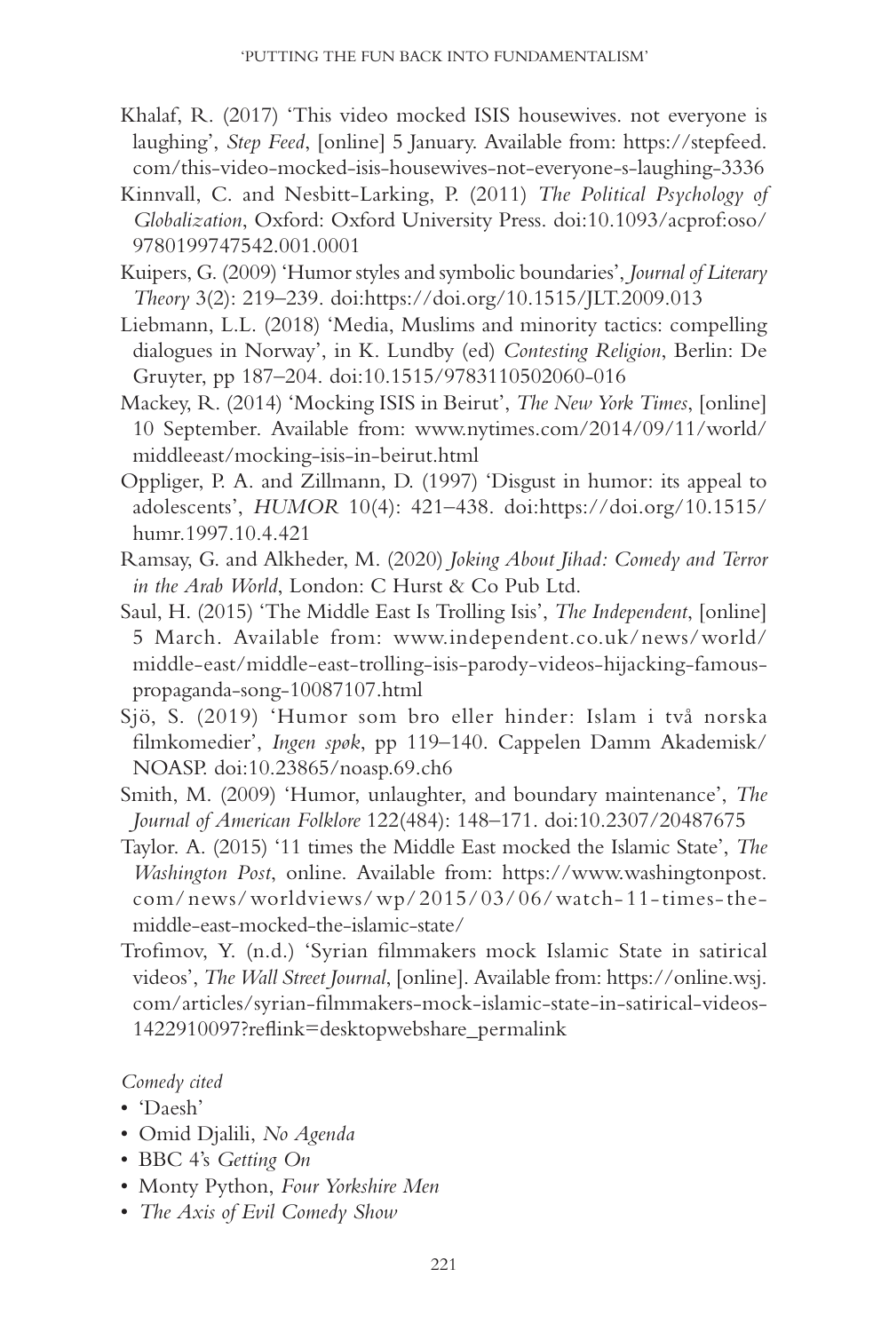Khalaf, R. (2017) 'This video mocked ISIS housewives. not everyone is laughing', *Step Feed*, [online] 5 January. Available from: https://stepfeed.com/this-video-mocked-isis-housewives-not-everyone-s-laughing-3336

Kinnvall, C. and Nesbitt-Larking, P. (2011) *The Political Psychology of Globalization*, Oxford: Oxford University Press. doi:10.1093/acprof:oso/9780199747542.001.0001

Kuipers, G. (2009) 'Humor styles and symbolic boundaries', *Journal of Literary Theory* 3(2): 219–239. doi:https://doi.org/10.1515/JLT.2009.013

Liebmann, L.L. (2018) 'Media, Muslims and minority tactics: compelling dialogues in Norway', in K. Lundby (ed) *Contesting Religion*, Berlin: De Gruyter, pp 187–204. doi:10.1515/9783110502060-016

Mackey, R. (2014) 'Mocking ISIS in Beirut', *The New York Times*, [online] 10 September. Available from: www.nytimes.com/2014/09/11/world/middleeast/mocking-isis-in-beirut.html

Oppliger, P. A. and Zillmann, D. (1997) 'Disgust in humor: its appeal to adolescents', *HUMOR* 10(4): 421–438. doi:https://doi.org/10.1515/humr.1997.10.4.421

Ramsay, G. and Alkheder, M. (2020) *Joking About Jihad: Comedy and Terror in the Arab World*, London: C Hurst & Co Pub Ltd.

Saul, H. (2015) 'The Middle East Is Trolling Isis', *The Independent*, [online] 5 March. Available from: www.independent.co.uk/news/world/middle-east/middle-east-trolling-isis-parody-videos-hijacking-famous-propaganda-song-10087107.html

Sjö, S. (2019) 'Humor som bro eller hinder: Islam i två norska filmkomedier', *Ingen spøk*, pp 119–140. Cappelen Damm Akademisk/NOASP. doi:10.23865/noasp.69.ch6

Smith, M. (2009) 'Humor, unlaughter, and boundary maintenance', *The Journal of American Folklore* 122(484): 148–171. doi:10.2307/20487675

Taylor. A. (2015) '11 times the Middle East mocked the Islamic State', *The Washington Post*, online. Available from: https://www.washingtonpost.com/news/worldviews/wp/2015/03/06/watch-11-times-the-middle-east-mocked-the-islamic-state/

Trofimov, Y. (n.d.) 'Syrian filmmakers mock Islamic State in satirical videos', *The Wall Street Journal*, [online]. Available from: https://online.wsj.com/articles/syrian-filmmakers-mock-islamic-state-in-satirical-videos-1422910097?reflink=desktopwebshare_permalink

*Comedy cited*

- 'Daesh'
- Omid Djalili, *No Agenda*
- BBC 4's *Getting On*
- Monty Python, *Four Yorkshire Men*
- *The Axis of Evil Comedy Show*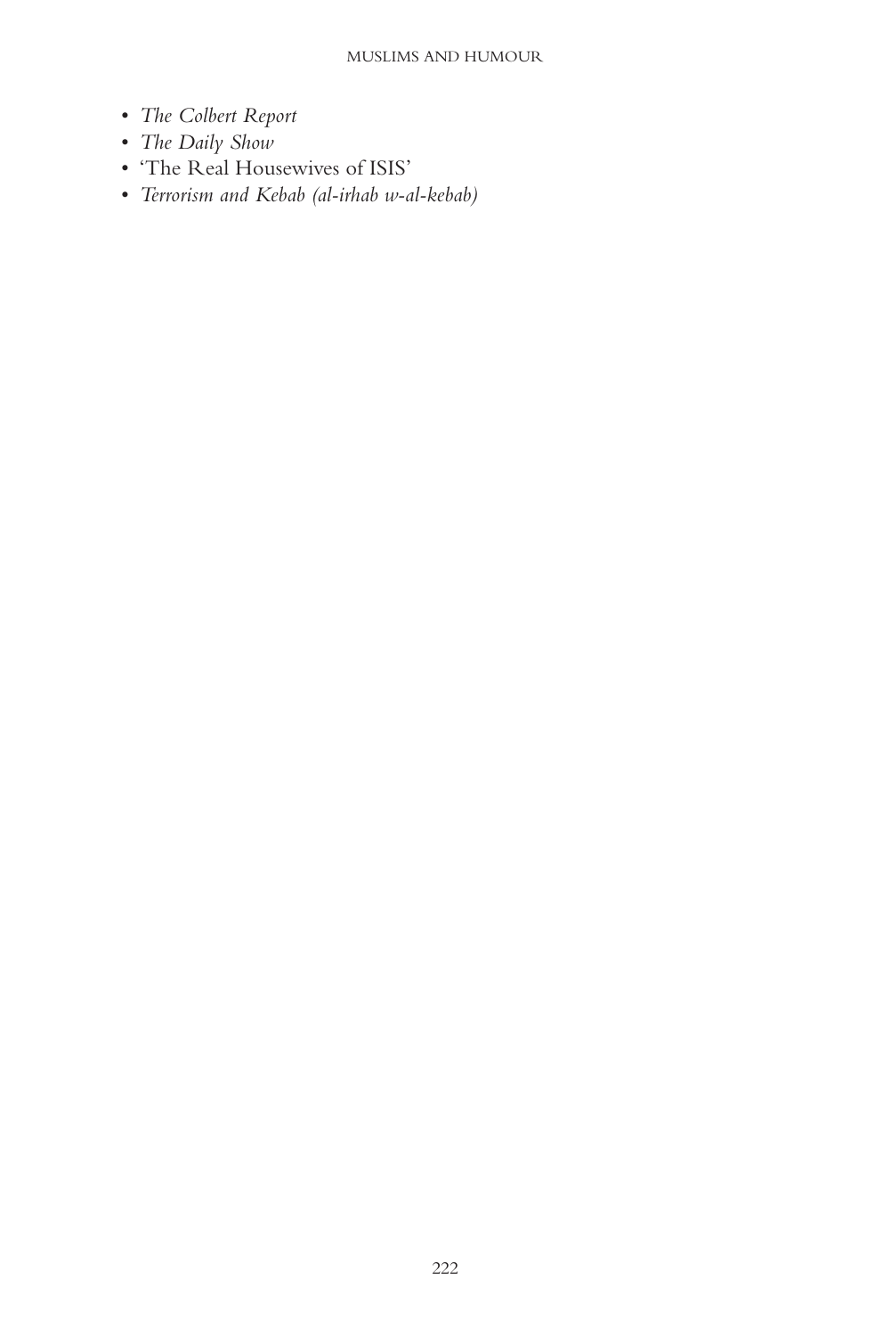- *The Colbert Report*
- *The Daily Show*
- 'The Real Housewives of ISIS'
- *Terrorism and Kebab (al-irhab w-al-kebab)*